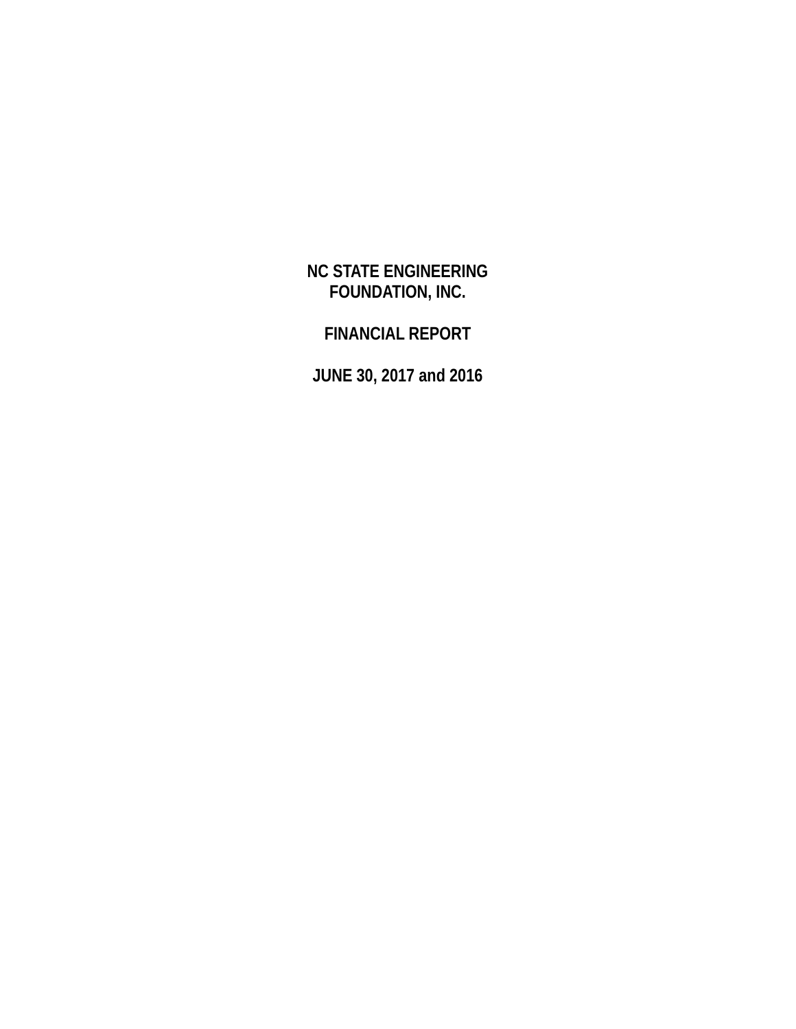# NC STATE ENGINEERING FOUNDATION, INC.

## FINANCIAL REPORT

## JUNE 30, 2017 and 2016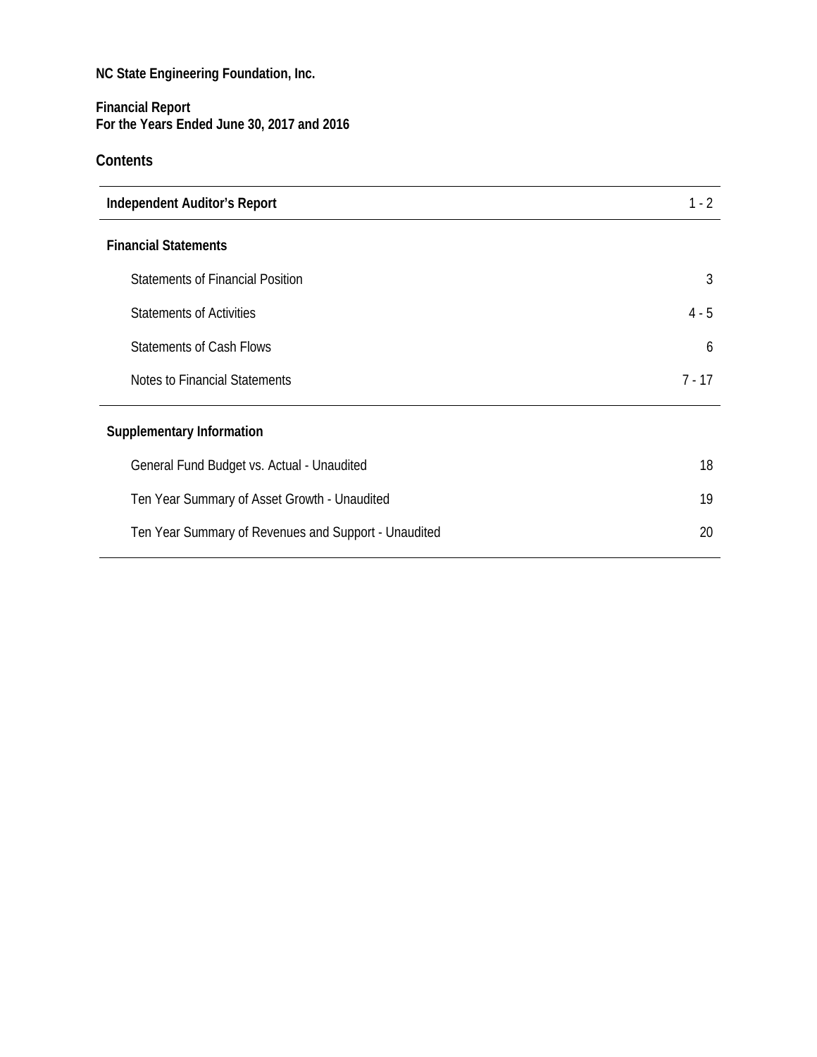**NC State Engineering Foundation, Inc.**

**Financial Report**
**For the Years Ended June 30, 2017 and 2016**

## Contents

| | |
|---|---|
| **Independent Auditor's Report** | 1 - 2 |
| **Financial Statements** | |
| Statements of Financial Position | 3 |
| Statements of Activities | 4 - 5 |
| Statements of Cash Flows | 6 |
| Notes to Financial Statements | 7 - 17 |
| **Supplementary Information** | |
| General Fund Budget vs. Actual - Unaudited | 18 |
| Ten Year Summary of Asset Growth - Unaudited | 19 |
| Ten Year Summary of Revenues and Support - Unaudited | 20 |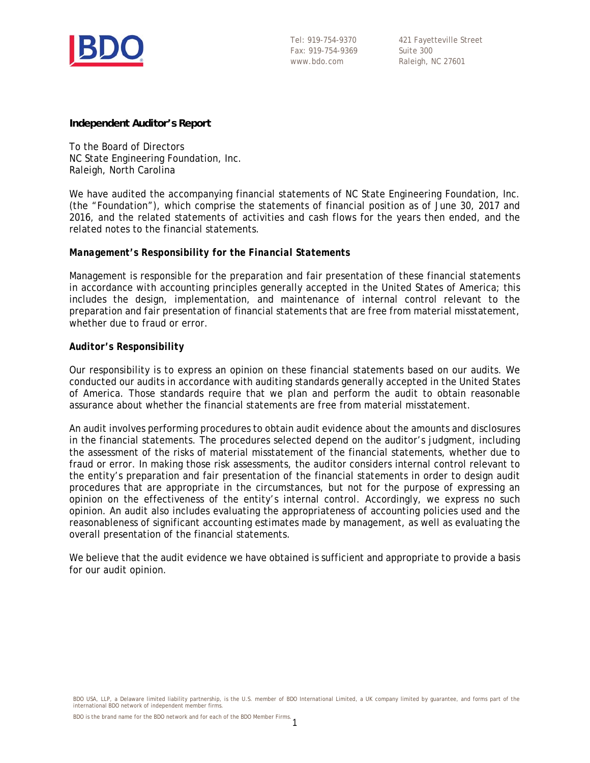Tel: 919-754-9370
Fax: 919-754-9369
www.bdo.com

421 Fayetteville Street
Suite 300
Raleigh, NC 27601

**Independent Auditor's Report**

To the Board of Directors
NC State Engineering Foundation, Inc.
Raleigh, North Carolina

We have audited the accompanying financial statements of NC State Engineering Foundation, Inc. (the "Foundation"), which comprise the statements of financial position as of June 30, 2017 and 2016, and the related statements of activities and cash flows for the years then ended, and the related notes to the financial statements.

***Management's Responsibility for the Financial Statements***

Management is responsible for the preparation and fair presentation of these financial statements in accordance with accounting principles generally accepted in the United States of America; this includes the design, implementation, and maintenance of internal control relevant to the preparation and fair presentation of financial statements that are free from material misstatement, whether due to fraud or error.

**Auditor's Responsibility**

Our responsibility is to express an opinion on these financial statements based on our audits. We conducted our audits in accordance with auditing standards generally accepted in the United States of America. Those standards require that we plan and perform the audit to obtain reasonable assurance about whether the financial statements are free from material misstatement.

An audit involves performing procedures to obtain audit evidence about the amounts and disclosures in the financial statements. The procedures selected depend on the auditor's judgment, including the assessment of the risks of material misstatement of the financial statements, whether due to fraud or error. In making those risk assessments, the auditor considers internal control relevant to the entity's preparation and fair presentation of the financial statements in order to design audit procedures that are appropriate in the circumstances, but not for the purpose of expressing an opinion on the effectiveness of the entity's internal control. Accordingly, we express no such opinion. An audit also includes evaluating the appropriateness of accounting policies used and the reasonableness of significant accounting estimates made by management, as well as evaluating the overall presentation of the financial statements.

We believe that the audit evidence we have obtained is sufficient and appropriate to provide a basis for our audit opinion.

BDO USA, LLP, a Delaware limited liability partnership, is the U.S. member of BDO International Limited, a UK company limited by guarantee, and forms part of the international BDO network of independent member firms.

BDO is the brand name for the BDO network and for each of the BDO Member Firms.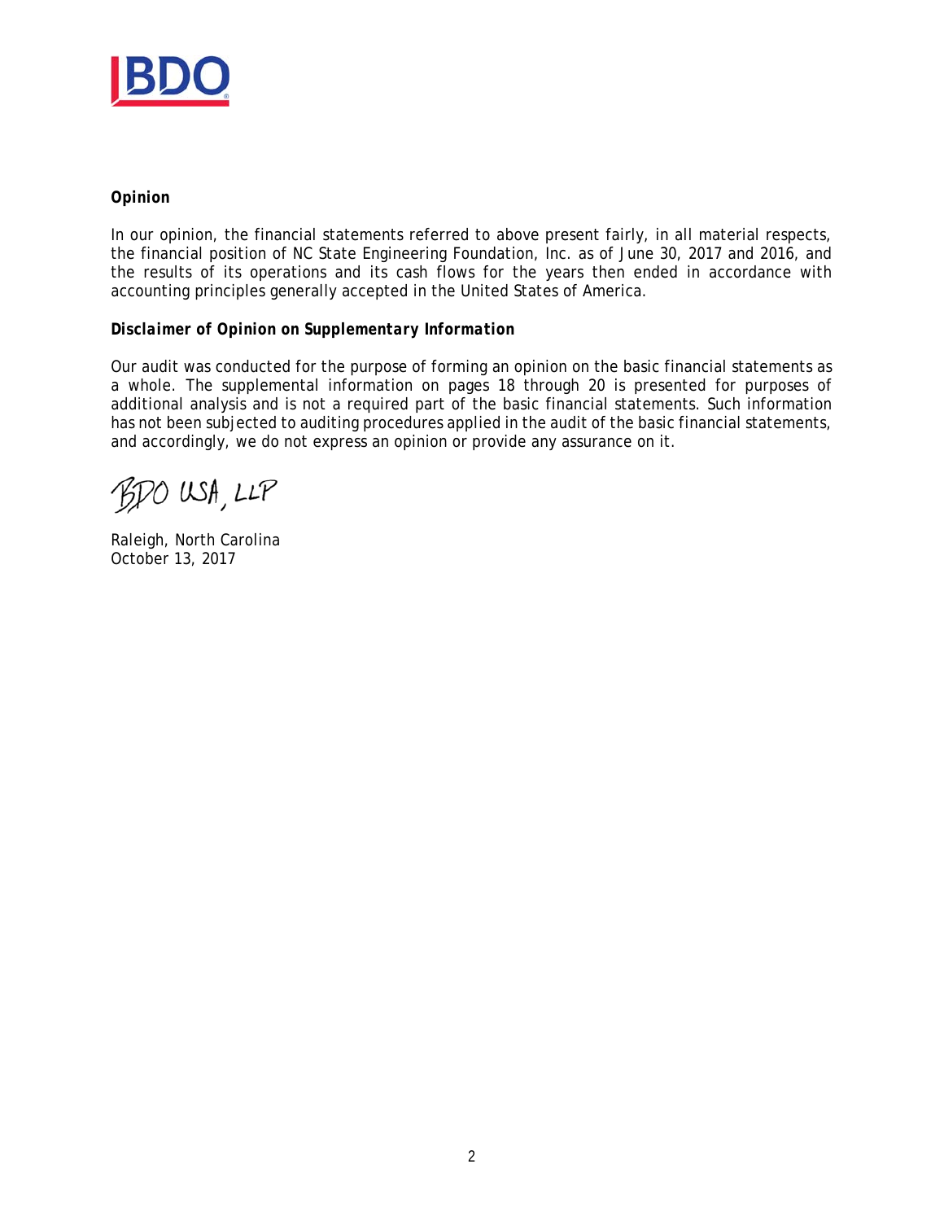**Opinion**

In our opinion, the financial statements referred to above present fairly, in all material respects, the financial position of NC State Engineering Foundation, Inc. as of June 30, 2017 and 2016, and the results of its operations and its cash flows for the years then ended in accordance with accounting principles generally accepted in the United States of America.

***Disclaimer of Opinion on Supplementary Information***

Our audit was conducted for the purpose of forming an opinion on the basic financial statements as a whole. The supplemental information on pages 18 through 20 is presented for purposes of additional analysis and is not a required part of the basic financial statements. Such information has not been subjected to auditing procedures applied in the audit of the basic financial statements, and accordingly, we do not express an opinion or provide any assurance on it.

BDO USA, LLP

Raleigh, North Carolina
October 13, 2017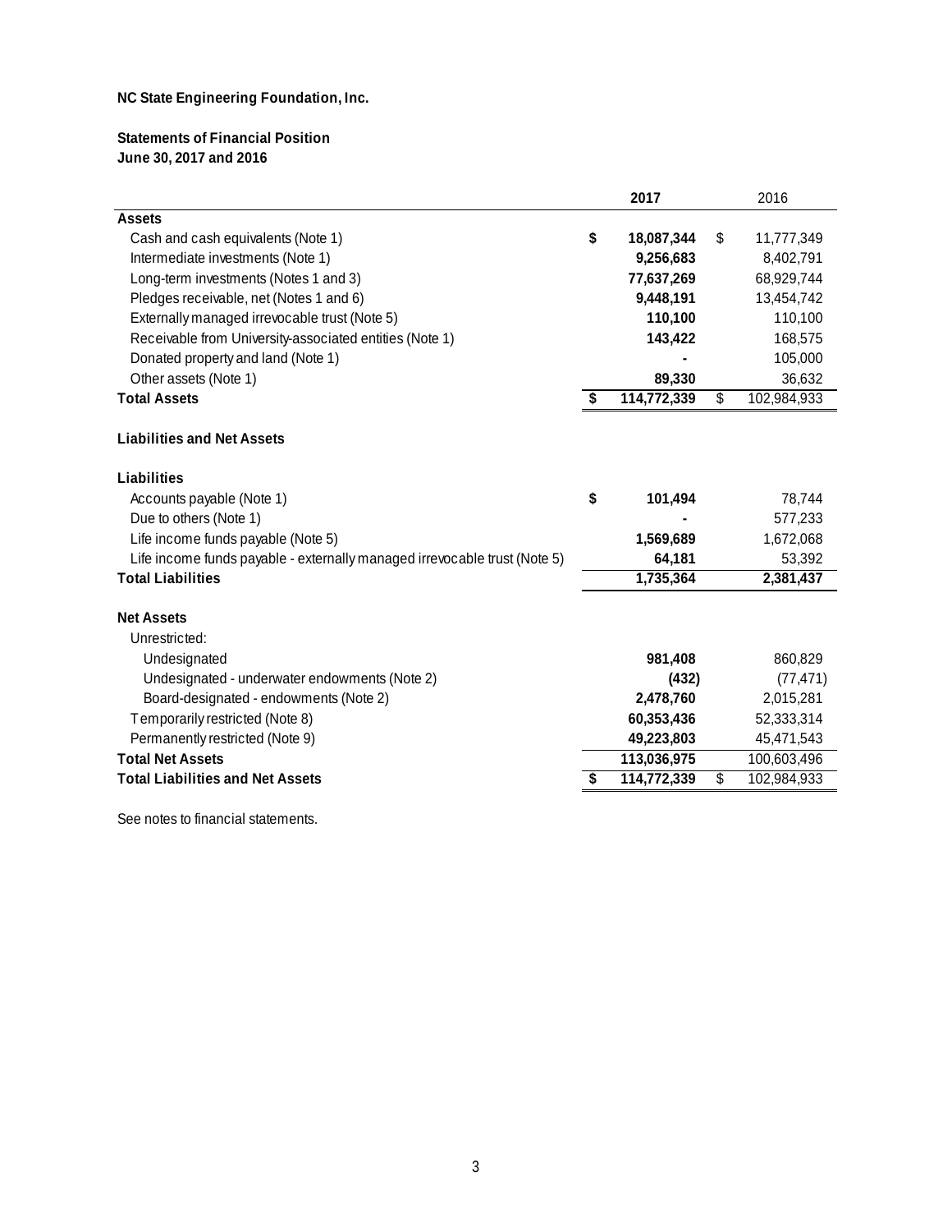**NC State Engineering Foundation, Inc.**

**Statements of Financial Position**
**June 30, 2017 and 2016**

| | 2017 | 2016 |
|---|---|---|
| **Assets** | | |
| Cash and cash equivalents (Note 1) | **$ 18,087,344** | $ 11,777,349 |
| Intermediate investments (Note 1) | **9,256,683** | 8,402,791 |
| Long-term investments (Notes 1 and 3) | **77,637,269** | 68,929,744 |
| Pledges receivable, net (Notes 1 and 6) | **9,448,191** | 13,454,742 |
| Externally managed irrevocable trust (Note 5) | **110,100** | 110,100 |
| Receivable from University-associated entities (Note 1) | **143,422** | 168,575 |
| Donated property and land (Note 1) | **-** | 105,000 |
| Other assets (Note 1) | **89,330** | 36,632 |
| **Total Assets** | **$ 114,772,339** | $ 102,984,933 |
| | | |
| **Liabilities and Net Assets** | | |
| | | |
| **Liabilities** | | |
| Accounts payable (Note 1) | **$ 101,494** | 78,744 |
| Due to others (Note 1) | **-** | 577,233 |
| Life income funds payable (Note 5) | **1,569,689** | 1,672,068 |
| Life income funds payable - externally managed irrevocable trust (Note 5) | **64,181** | 53,392 |
| **Total Liabilities** | **1,735,364** | **2,381,437** |
| | | |
| **Net Assets** | | |
| Unrestricted: | | |
| Undesignated | **981,408** | 860,829 |
| Undesignated - underwater endowments (Note 2) | **(432)** | (77,471) |
| Board-designated - endowments (Note 2) | **2,478,760** | 2,015,281 |
| Temporarily restricted (Note 8) | **60,353,436** | 52,333,314 |
| Permanently restricted (Note 9) | **49,223,803** | 45,471,543 |
| **Total Net Assets** | **113,036,975** | 100,603,496 |
| **Total Liabilities and Net Assets** | **$ 114,772,339** | $ 102,984,933 |

See notes to financial statements.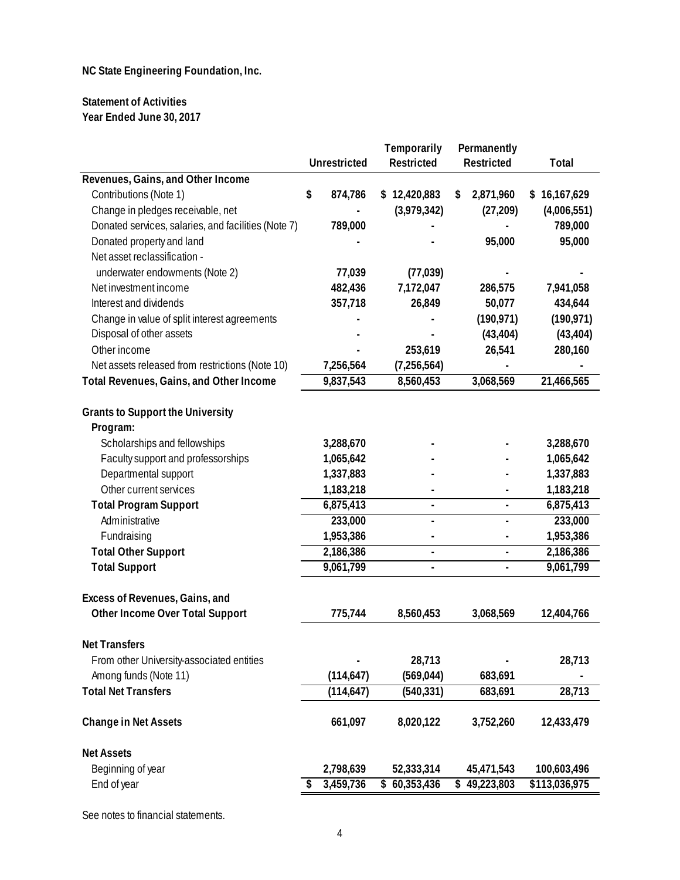**NC State Engineering Foundation, Inc.**

**Statement of Activities**
**Year Ended June 30, 2017**

| | Unrestricted | Temporarily Restricted | Permanently Restricted | Total |
|---|---|---|---|---|
| **Revenues, Gains, and Other Income** | | | | |
| Contributions (Note 1) | $ 874,786 | $ 12,420,883 | $ 2,871,960 | $ 16,167,629 |
| Change in pledges receivable, net | - | (3,979,342) | (27,209) | (4,006,551) |
| Donated services, salaries, and facilities (Note 7) | 789,000 | - | - | 789,000 |
| Donated property and land | - | - | 95,000 | 95,000 |
| Net asset reclassification - underwater endowments (Note 2) | 77,039 | (77,039) | - | - |
| Net investment income | 482,436 | 7,172,047 | 286,575 | 7,941,058 |
| Interest and dividends | 357,718 | 26,849 | 50,077 | 434,644 |
| Change in value of split interest agreements | - | - | (190,971) | (190,971) |
| Disposal of other assets | - | - | (43,404) | (43,404) |
| Other income | - | 253,619 | 26,541 | 280,160 |
| Net assets released from restrictions (Note 10) | 7,256,564 | (7,256,564) | - | - |
| **Total Revenues, Gains, and Other Income** | 9,837,543 | 8,560,453 | 3,068,569 | 21,466,565 |
| | | | | |
| **Grants to Support the University** | | | | |
| **Program:** | | | | |
| Scholarships and fellowships | 3,288,670 | - | - | 3,288,670 |
| Faculty support and professorships | 1,065,642 | - | - | 1,065,642 |
| Departmental support | 1,337,883 | - | - | 1,337,883 |
| Other current services | 1,183,218 | - | - | 1,183,218 |
| **Total Program Support** | 6,875,413 | - | - | 6,875,413 |
| Administrative | 233,000 | - | - | 233,000 |
| Fundraising | 1,953,386 | - | - | 1,953,386 |
| **Total Other Support** | 2,186,386 | - | - | 2,186,386 |
| **Total Support** | 9,061,799 | - | - | 9,061,799 |
| | | | | |
| **Excess of Revenues, Gains, and Other Income Over Total Support** | 775,744 | 8,560,453 | 3,068,569 | 12,404,766 |
| | | | | |
| **Net Transfers** | | | | |
| From other University-associated entities | - | 28,713 | - | 28,713 |
| Among funds (Note 11) | (114,647) | (569,044) | 683,691 | - |
| **Total Net Transfers** | (114,647) | (540,331) | 683,691 | 28,713 |
| | | | | |
| **Change in Net Assets** | 661,097 | 8,020,122 | 3,752,260 | 12,433,479 |
| | | | | |
| **Net Assets** | | | | |
| Beginning of year | 2,798,639 | 52,333,314 | 45,471,543 | 100,603,496 |
| End of year | $ 3,459,736 | $ 60,353,436 | $ 49,223,803 | $113,036,975 |

See notes to financial statements.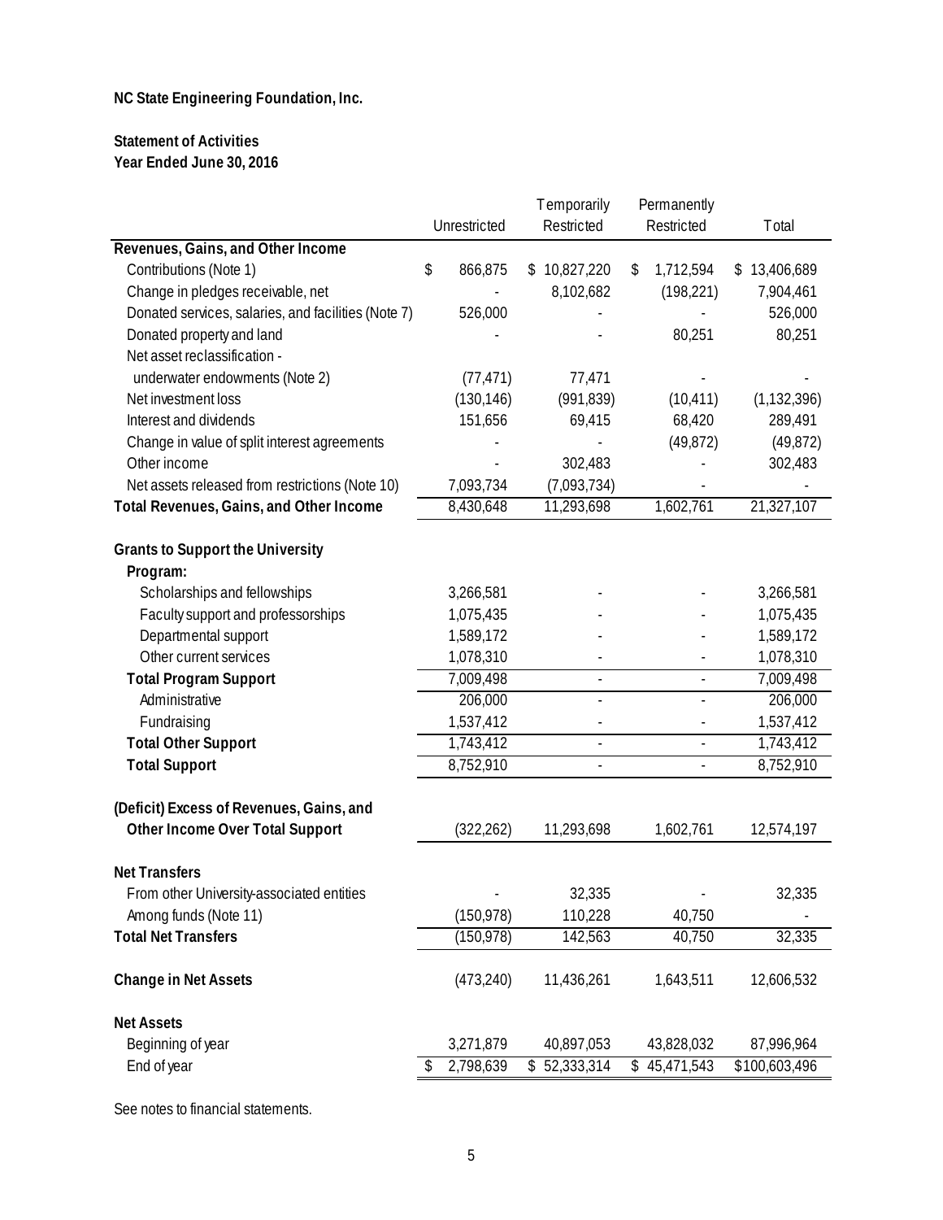**NC State Engineering Foundation, Inc.**

**Statement of Activities**
**Year Ended June 30, 2016**

| | Unrestricted | Temporarily Restricted | Permanently Restricted | Total |
|---|---|---|---|---|
| **Revenues, Gains, and Other Income** | | | | |
| Contributions (Note 1) | $ 866,875 | $ 10,827,220 | $ 1,712,594 | $ 13,406,689 |
| Change in pledges receivable, net | - | 8,102,682 | (198,221) | 7,904,461 |
| Donated services, salaries, and facilities (Note 7) | 526,000 | - | - | 526,000 |
| Donated property and land | - | - | 80,251 | 80,251 |
| Net asset reclassification - underwater endowments (Note 2) | (77,471) | 77,471 | - | - |
| Net investment loss | (130,146) | (991,839) | (10,411) | (1,132,396) |
| Interest and dividends | 151,656 | 69,415 | 68,420 | 289,491 |
| Change in value of split interest agreements | - | - | (49,872) | (49,872) |
| Other income | - | 302,483 | - | 302,483 |
| Net assets released from restrictions (Note 10) | 7,093,734 | (7,093,734) | - | - |
| **Total Revenues, Gains, and Other Income** | 8,430,648 | 11,293,698 | 1,602,761 | 21,327,107 |
| **Grants to Support the University** | | | | |
| **Program:** | | | | |
| Scholarships and fellowships | 3,266,581 | - | - | 3,266,581 |
| Faculty support and professorships | 1,075,435 | - | - | 1,075,435 |
| Departmental support | 1,589,172 | - | - | 1,589,172 |
| Other current services | 1,078,310 | - | - | 1,078,310 |
| **Total Program Support** | 7,009,498 | - | - | 7,009,498 |
| Administrative | 206,000 | - | - | 206,000 |
| Fundraising | 1,537,412 | - | - | 1,537,412 |
| **Total Other Support** | 1,743,412 | - | - | 1,743,412 |
| **Total Support** | 8,752,910 | - | - | 8,752,910 |
| **(Deficit) Excess of Revenues, Gains, and Other Income Over Total Support** | (322,262) | 11,293,698 | 1,602,761 | 12,574,197 |
| **Net Transfers** | | | | |
| From other University-associated entities | - | 32,335 | - | 32,335 |
| Among funds (Note 11) | (150,978) | 110,228 | 40,750 | - |
| **Total Net Transfers** | (150,978) | 142,563 | 40,750 | 32,335 |
| **Change in Net Assets** | (473,240) | 11,436,261 | 1,643,511 | 12,606,532 |
| **Net Assets** | | | | |
| Beginning of year | 3,271,879 | 40,897,053 | 43,828,032 | 87,996,964 |
| End of year | $ 2,798,639 | $ 52,333,314 | $ 45,471,543 | $100,603,496 |

See notes to financial statements.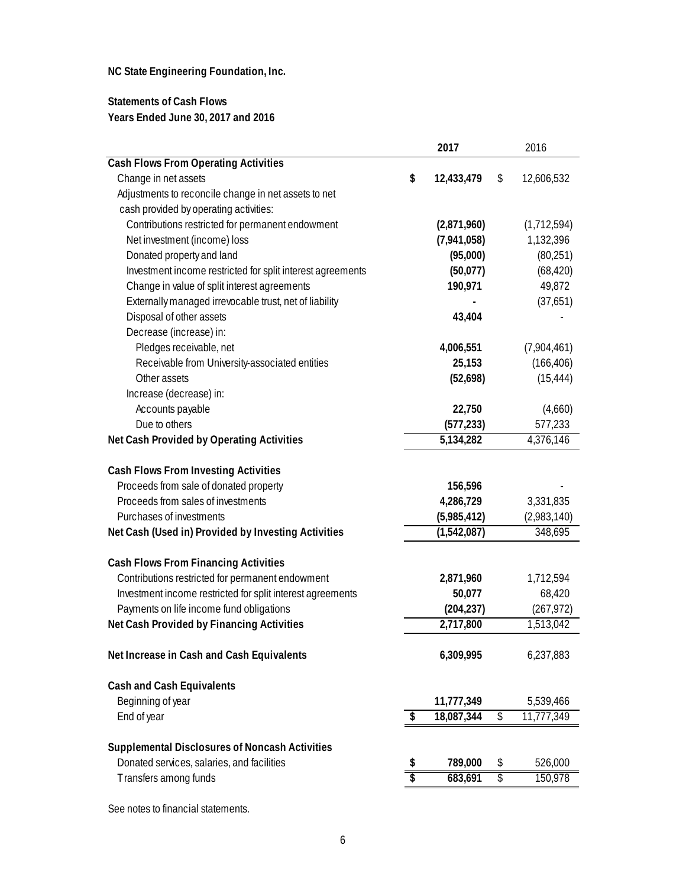**NC State Engineering Foundation, Inc.**

**Statements of Cash Flows**
**Years Ended June 30, 2017 and 2016**

| | 2017 | 2016 |
|---|---|---|
| **Cash Flows From Operating Activities** | | |
| Change in net assets | $ 12,433,479 | $ 12,606,532 |
| Adjustments to reconcile change in net assets to net cash provided by operating activities: | | |
| Contributions restricted for permanent endowment | (2,871,960) | (1,712,594) |
| Net investment (income) loss | (7,941,058) | 1,132,396 |
| Donated property and land | (95,000) | (80,251) |
| Investment income restricted for split interest agreements | (50,077) | (68,420) |
| Change in value of split interest agreements | 190,971 | 49,872 |
| Externally managed irrevocable trust, net of liability | - | (37,651) |
| Disposal of other assets | 43,404 | - |
| Decrease (increase) in: | | |
| Pledges receivable, net | 4,006,551 | (7,904,461) |
| Receivable from University-associated entities | 25,153 | (166,406) |
| Other assets | (52,698) | (15,444) |
| Increase (decrease) in: | | |
| Accounts payable | 22,750 | (4,660) |
| Due to others | (577,233) | 577,233 |
| **Net Cash Provided by Operating Activities** | 5,134,282 | 4,376,146 |
| **Cash Flows From Investing Activities** | | |
| Proceeds from sale of donated property | 156,596 | - |
| Proceeds from sales of investments | 4,286,729 | 3,331,835 |
| Purchases of investments | (5,985,412) | (2,983,140) |
| **Net Cash (Used in) Provided by Investing Activities** | (1,542,087) | 348,695 |
| **Cash Flows From Financing Activities** | | |
| Contributions restricted for permanent endowment | 2,871,960 | 1,712,594 |
| Investment income restricted for split interest agreements | 50,077 | 68,420 |
| Payments on life income fund obligations | (204,237) | (267,972) |
| **Net Cash Provided by Financing Activities** | 2,717,800 | 1,513,042 |
| **Net Increase in Cash and Cash Equivalents** | 6,309,995 | 6,237,883 |
| **Cash and Cash Equivalents** | | |
| Beginning of year | 11,777,349 | 5,539,466 |
| End of year | $ 18,087,344 | $ 11,777,349 |
| **Supplemental Disclosures of Noncash Activities** | | |
| Donated services, salaries, and facilities | $ 789,000 | $ 526,000 |
| Transfers among funds | $ 683,691 | $ 150,978 |

See notes to financial statements.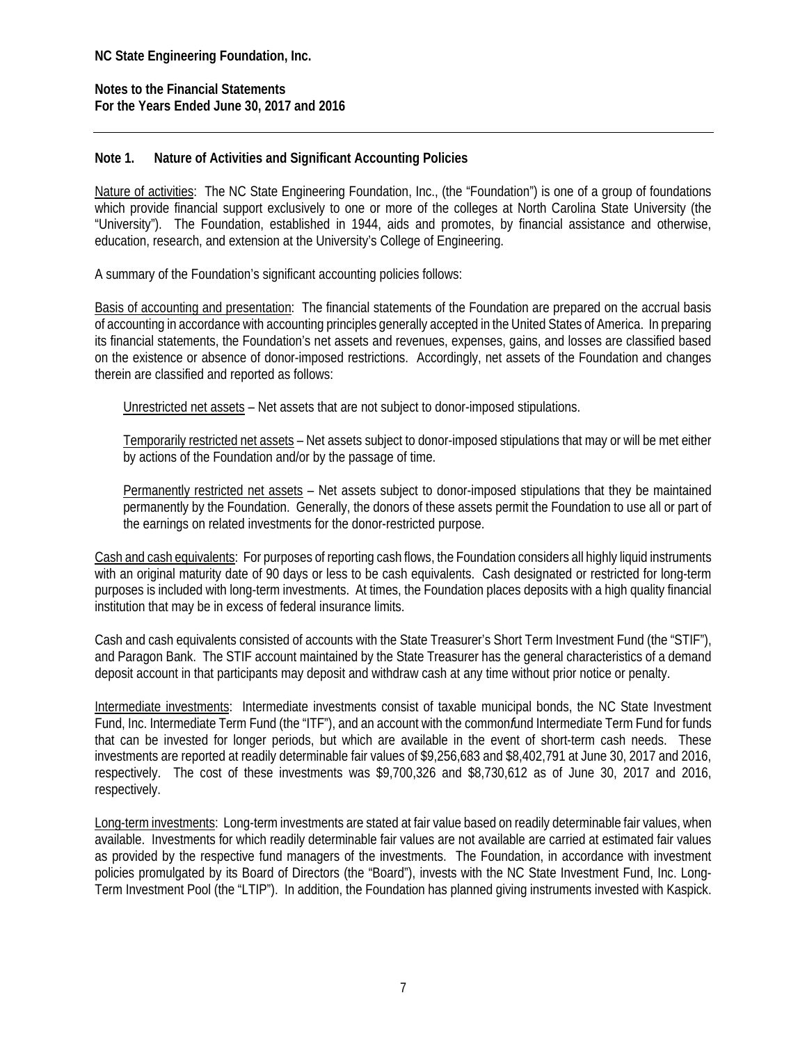**NC State Engineering Foundation, Inc.**

**Notes to the Financial Statements**
**For the Years Ended June 30, 2017 and 2016**

## Note 1. Nature of Activities and Significant Accounting Policies

Nature of activities: The NC State Engineering Foundation, Inc., (the "Foundation") is one of a group of foundations which provide financial support exclusively to one or more of the colleges at North Carolina State University (the "University"). The Foundation, established in 1944, aids and promotes, by financial assistance and otherwise, education, research, and extension at the University's College of Engineering.

A summary of the Foundation's significant accounting policies follows:

Basis of accounting and presentation: The financial statements of the Foundation are prepared on the accrual basis of accounting in accordance with accounting principles generally accepted in the United States of America. In preparing its financial statements, the Foundation's net assets and revenues, expenses, gains, and losses are classified based on the existence or absence of donor-imposed restrictions. Accordingly, net assets of the Foundation and changes therein are classified and reported as follows:

Unrestricted net assets – Net assets that are not subject to donor-imposed stipulations.

Temporarily restricted net assets – Net assets subject to donor-imposed stipulations that may or will be met either by actions of the Foundation and/or by the passage of time.

Permanently restricted net assets – Net assets subject to donor-imposed stipulations that they be maintained permanently by the Foundation. Generally, the donors of these assets permit the Foundation to use all or part of the earnings on related investments for the donor-restricted purpose.

Cash and cash equivalents: For purposes of reporting cash flows, the Foundation considers all highly liquid instruments with an original maturity date of 90 days or less to be cash equivalents. Cash designated or restricted for long-term purposes is included with long-term investments. At times, the Foundation places deposits with a high quality financial institution that may be in excess of federal insurance limits.

Cash and cash equivalents consisted of accounts with the State Treasurer's Short Term Investment Fund (the "STIF"), and Paragon Bank. The STIF account maintained by the State Treasurer has the general characteristics of a demand deposit account in that participants may deposit and withdraw cash at any time without prior notice or penalty.

Intermediate investments: Intermediate investments consist of taxable municipal bonds, the NC State Investment Fund, Inc. Intermediate Term Fund (the "ITF"), and an account with the common*f*und Intermediate Term Fund for funds that can be invested for longer periods, but which are available in the event of short-term cash needs. These investments are reported at readily determinable fair values of $9,256,683 and $8,402,791 at June 30, 2017 and 2016, respectively. The cost of these investments was $9,700,326 and $8,730,612 as of June 30, 2017 and 2016, respectively.

Long-term investments: Long-term investments are stated at fair value based on readily determinable fair values, when available. Investments for which readily determinable fair values are not available are carried at estimated fair values as provided by the respective fund managers of the investments. The Foundation, in accordance with investment policies promulgated by its Board of Directors (the "Board"), invests with the NC State Investment Fund, Inc. Long-Term Investment Pool (the "LTIP"). In addition, the Foundation has planned giving instruments invested with Kaspick.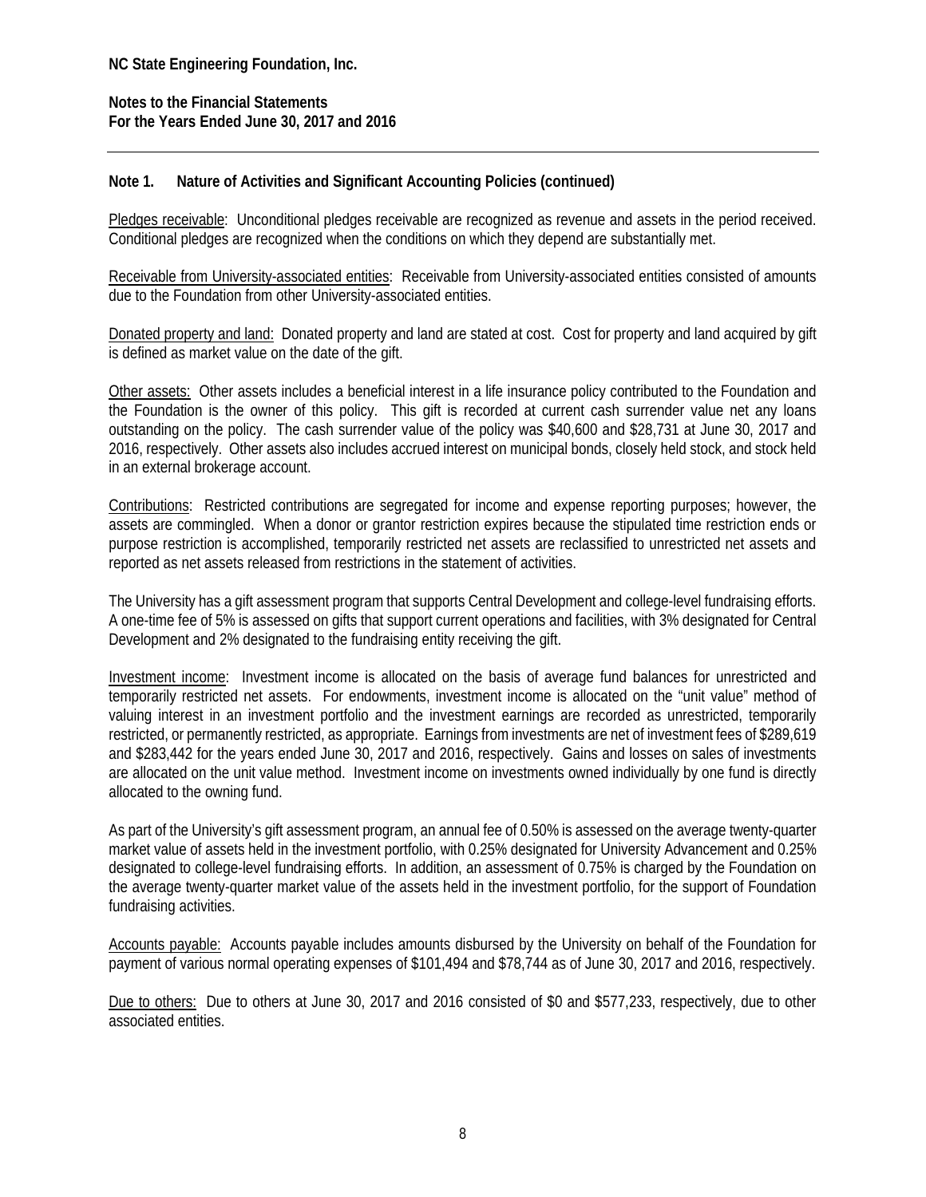**NC State Engineering Foundation, Inc.**

**Notes to the Financial Statements**
**For the Years Ended June 30, 2017 and 2016**

---

**Note 1. Nature of Activities and Significant Accounting Policies (continued)**

Pledges receivable: Unconditional pledges receivable are recognized as revenue and assets in the period received. Conditional pledges are recognized when the conditions on which they depend are substantially met.

Receivable from University-associated entities: Receivable from University-associated entities consisted of amounts due to the Foundation from other University-associated entities.

Donated property and land: Donated property and land are stated at cost. Cost for property and land acquired by gift is defined as market value on the date of the gift.

Other assets: Other assets includes a beneficial interest in a life insurance policy contributed to the Foundation and the Foundation is the owner of this policy. This gift is recorded at current cash surrender value net any loans outstanding on the policy. The cash surrender value of the policy was $40,600 and $28,731 at June 30, 2017 and 2016, respectively. Other assets also includes accrued interest on municipal bonds, closely held stock, and stock held in an external brokerage account.

Contributions: Restricted contributions are segregated for income and expense reporting purposes; however, the assets are commingled. When a donor or grantor restriction expires because the stipulated time restriction ends or purpose restriction is accomplished, temporarily restricted net assets are reclassified to unrestricted net assets and reported as net assets released from restrictions in the statement of activities.

The University has a gift assessment program that supports Central Development and college-level fundraising efforts. A one-time fee of 5% is assessed on gifts that support current operations and facilities, with 3% designated for Central Development and 2% designated to the fundraising entity receiving the gift.

Investment income: Investment income is allocated on the basis of average fund balances for unrestricted and temporarily restricted net assets. For endowments, investment income is allocated on the "unit value" method of valuing interest in an investment portfolio and the investment earnings are recorded as unrestricted, temporarily restricted, or permanently restricted, as appropriate. Earnings from investments are net of investment fees of $289,619 and $283,442 for the years ended June 30, 2017 and 2016, respectively. Gains and losses on sales of investments are allocated on the unit value method. Investment income on investments owned individually by one fund is directly allocated to the owning fund.

As part of the University's gift assessment program, an annual fee of 0.50% is assessed on the average twenty-quarter market value of assets held in the investment portfolio, with 0.25% designated for University Advancement and 0.25% designated to college-level fundraising efforts. In addition, an assessment of 0.75% is charged by the Foundation on the average twenty-quarter market value of the assets held in the investment portfolio, for the support of Foundation fundraising activities.

Accounts payable: Accounts payable includes amounts disbursed by the University on behalf of the Foundation for payment of various normal operating expenses of $101,494 and $78,744 as of June 30, 2017 and 2016, respectively.

Due to others: Due to others at June 30, 2017 and 2016 consisted of $0 and $577,233, respectively, due to other associated entities.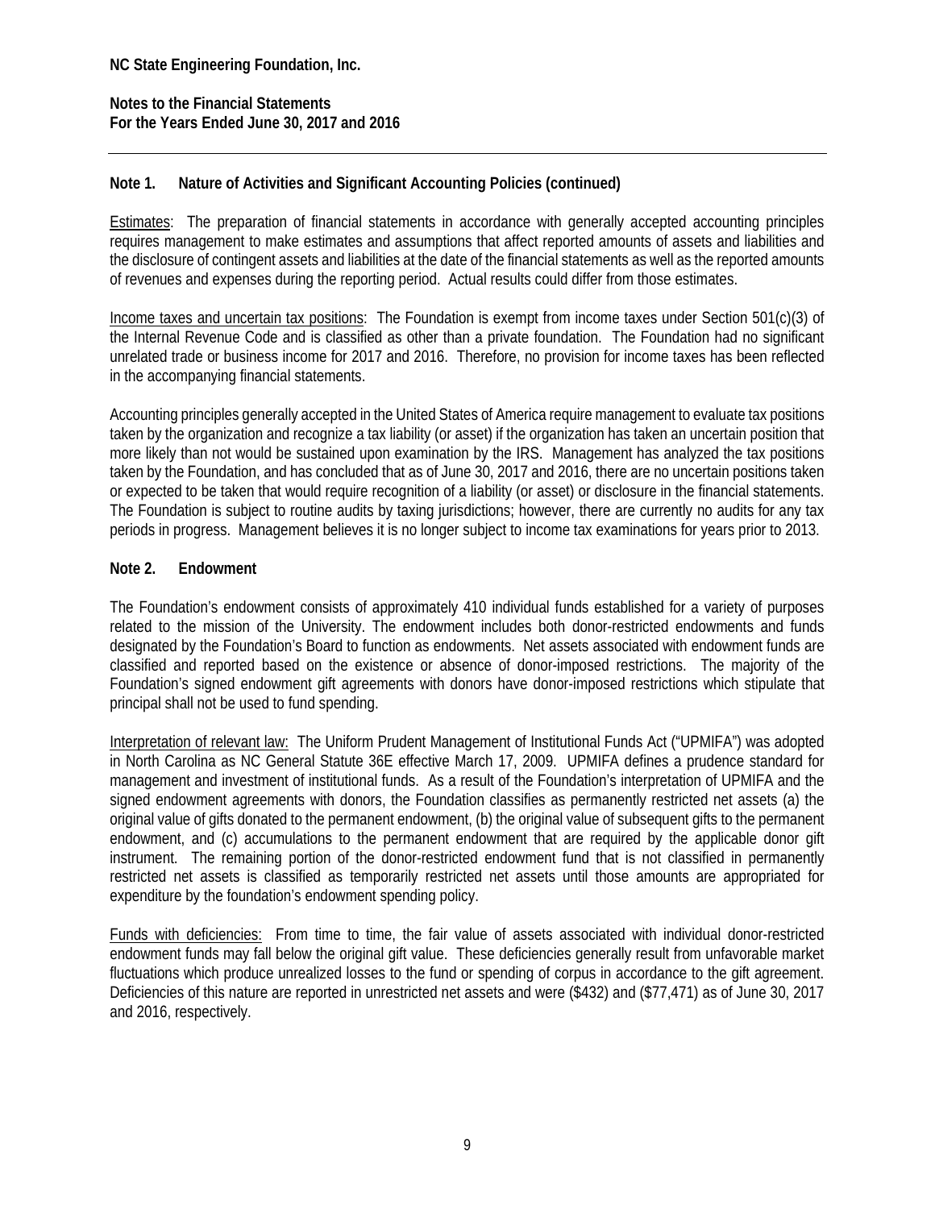**NC State Engineering Foundation, Inc.**

**Notes to the Financial Statements**
**For the Years Ended June 30, 2017 and 2016**

---

### Note 1. Nature of Activities and Significant Accounting Policies (continued)

Estimates: The preparation of financial statements in accordance with generally accepted accounting principles requires management to make estimates and assumptions that affect reported amounts of assets and liabilities and the disclosure of contingent assets and liabilities at the date of the financial statements as well as the reported amounts of revenues and expenses during the reporting period. Actual results could differ from those estimates.

Income taxes and uncertain tax positions: The Foundation is exempt from income taxes under Section 501(c)(3) of the Internal Revenue Code and is classified as other than a private foundation. The Foundation had no significant unrelated trade or business income for 2017 and 2016. Therefore, no provision for income taxes has been reflected in the accompanying financial statements.

Accounting principles generally accepted in the United States of America require management to evaluate tax positions taken by the organization and recognize a tax liability (or asset) if the organization has taken an uncertain position that more likely than not would be sustained upon examination by the IRS. Management has analyzed the tax positions taken by the Foundation, and has concluded that as of June 30, 2017 and 2016, there are no uncertain positions taken or expected to be taken that would require recognition of a liability (or asset) or disclosure in the financial statements. The Foundation is subject to routine audits by taxing jurisdictions; however, there are currently no audits for any tax periods in progress. Management believes it is no longer subject to income tax examinations for years prior to 2013.

### Note 2. Endowment

The Foundation's endowment consists of approximately 410 individual funds established for a variety of purposes related to the mission of the University. The endowment includes both donor-restricted endowments and funds designated by the Foundation's Board to function as endowments. Net assets associated with endowment funds are classified and reported based on the existence or absence of donor-imposed restrictions. The majority of the Foundation's signed endowment gift agreements with donors have donor-imposed restrictions which stipulate that principal shall not be used to fund spending.

Interpretation of relevant law: The Uniform Prudent Management of Institutional Funds Act ("UPMIFA") was adopted in North Carolina as NC General Statute 36E effective March 17, 2009. UPMIFA defines a prudence standard for management and investment of institutional funds. As a result of the Foundation's interpretation of UPMIFA and the signed endowment agreements with donors, the Foundation classifies as permanently restricted net assets (a) the original value of gifts donated to the permanent endowment, (b) the original value of subsequent gifts to the permanent endowment, and (c) accumulations to the permanent endowment that are required by the applicable donor gift instrument. The remaining portion of the donor-restricted endowment fund that is not classified in permanently restricted net assets is classified as temporarily restricted net assets until those amounts are appropriated for expenditure by the foundation's endowment spending policy.

Funds with deficiencies: From time to time, the fair value of assets associated with individual donor-restricted endowment funds may fall below the original gift value. These deficiencies generally result from unfavorable market fluctuations which produce unrealized losses to the fund or spending of corpus in accordance to the gift agreement. Deficiencies of this nature are reported in unrestricted net assets and were ($432) and ($77,471) as of June 30, 2017 and 2016, respectively.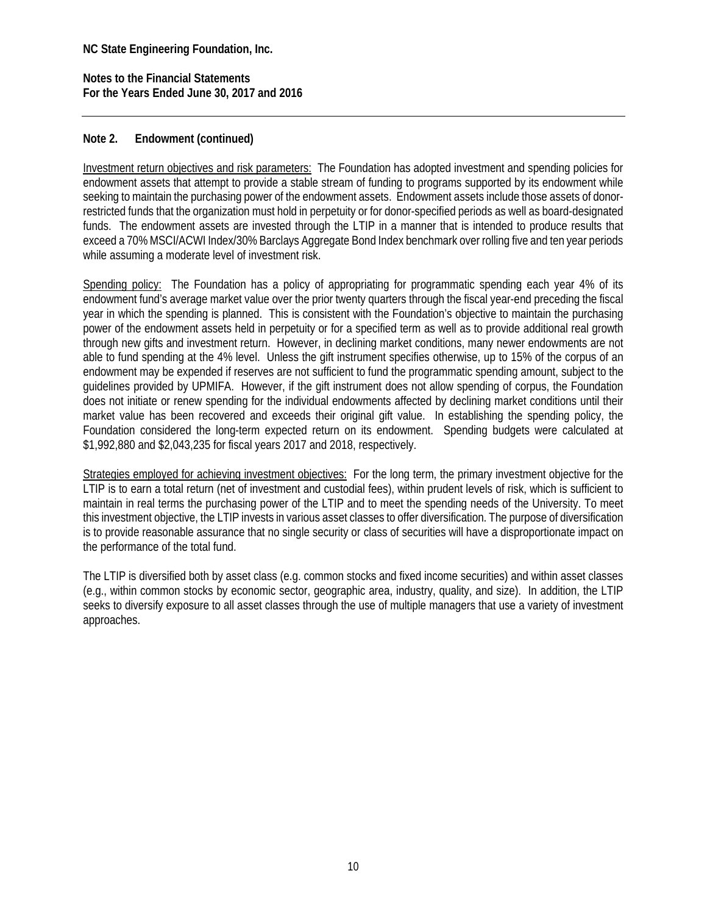**NC State Engineering Foundation, Inc.**

**Notes to the Financial Statements**
**For the Years Ended June 30, 2017 and 2016**

---

## Note 2. Endowment (continued)

Investment return objectives and risk parameters: The Foundation has adopted investment and spending policies for endowment assets that attempt to provide a stable stream of funding to programs supported by its endowment while seeking to maintain the purchasing power of the endowment assets. Endowment assets include those assets of donor-restricted funds that the organization must hold in perpetuity or for donor-specified periods as well as board-designated funds. The endowment assets are invested through the LTIP in a manner that is intended to produce results that exceed a 70% MSCI/ACWI Index/30% Barclays Aggregate Bond Index benchmark over rolling five and ten year periods while assuming a moderate level of investment risk.

Spending policy: The Foundation has a policy of appropriating for programmatic spending each year 4% of its endowment fund's average market value over the prior twenty quarters through the fiscal year-end preceding the fiscal year in which the spending is planned. This is consistent with the Foundation's objective to maintain the purchasing power of the endowment assets held in perpetuity or for a specified term as well as to provide additional real growth through new gifts and investment return. However, in declining market conditions, many newer endowments are not able to fund spending at the 4% level. Unless the gift instrument specifies otherwise, up to 15% of the corpus of an endowment may be expended if reserves are not sufficient to fund the programmatic spending amount, subject to the guidelines provided by UPMIFA. However, if the gift instrument does not allow spending of corpus, the Foundation does not initiate or renew spending for the individual endowments affected by declining market conditions until their market value has been recovered and exceeds their original gift value. In establishing the spending policy, the Foundation considered the long-term expected return on its endowment. Spending budgets were calculated at $1,992,880 and $2,043,235 for fiscal years 2017 and 2018, respectively.

Strategies employed for achieving investment objectives: For the long term, the primary investment objective for the LTIP is to earn a total return (net of investment and custodial fees), within prudent levels of risk, which is sufficient to maintain in real terms the purchasing power of the LTIP and to meet the spending needs of the University. To meet this investment objective, the LTIP invests in various asset classes to offer diversification. The purpose of diversification is to provide reasonable assurance that no single security or class of securities will have a disproportionate impact on the performance of the total fund.

The LTIP is diversified both by asset class (e.g. common stocks and fixed income securities) and within asset classes (e.g., within common stocks by economic sector, geographic area, industry, quality, and size). In addition, the LTIP seeks to diversify exposure to all asset classes through the use of multiple managers that use a variety of investment approaches.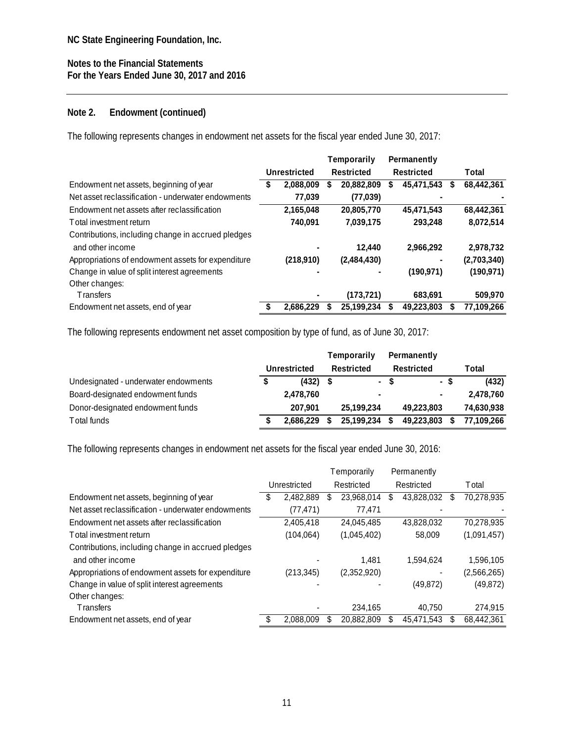NC State Engineering Foundation, Inc.

Notes to the Financial Statements
For the Years Ended June 30, 2017 and 2016

## Note 2. Endowment (continued)

The following represents changes in endowment net assets for the fiscal year ended June 30, 2017:

| | Unrestricted | Temporarily Restricted | Permanently Restricted | Total |
|---|---|---|---|---|
| Endowment net assets, beginning of year | $ 2,088,009 | $ 20,882,809 | $ 45,471,543 | $ 68,442,361 |
| Net asset reclassification - underwater endowments | 77,039 | (77,039) | - | - |
| Endowment net assets after reclassification | 2,165,048 | 20,805,770 | 45,471,543 | 68,442,361 |
| Total investment return | 740,091 | 7,039,175 | 293,248 | 8,072,514 |
| Contributions, including change in accrued pledges and other income | - | 12,440 | 2,966,292 | 2,978,732 |
| Appropriations of endowment assets for expenditure | (218,910) | (2,484,430) | - | (2,703,340) |
| Change in value of split interest agreements | - | - | (190,971) | (190,971) |
| Other changes: | | | | |
| Transfers | - | (173,721) | 683,691 | 509,970 |
| Endowment net assets, end of year | $ 2,686,229 | $ 25,199,234 | $ 49,223,803 | $ 77,109,266 |

The following represents endowment net asset composition by type of fund, as of June 30, 2017:

| | Unrestricted | Temporarily Restricted | Permanently Restricted | Total |
|---|---|---|---|---|
| Undesignated - underwater endowments | $ (432) | $ - | $ - | $ (432) |
| Board-designated endowment funds | 2,478,760 | - | - | 2,478,760 |
| Donor-designated endowment funds | 207,901 | 25,199,234 | 49,223,803 | 74,630,938 |
| Total funds | $ 2,686,229 | $ 25,199,234 | $ 49,223,803 | $ 77,109,266 |

The following represents changes in endowment net assets for the fiscal year ended June 30, 2016:

| | Unrestricted | Temporarily Restricted | Permanently Restricted | Total |
|---|---|---|---|---|
| Endowment net assets, beginning of year | $ 2,482,889 | $ 23,968,014 | $ 43,828,032 | $ 70,278,935 |
| Net asset reclassification - underwater endowments | (77,471) | 77,471 | - | - |
| Endowment net assets after reclassification | 2,405,418 | 24,045,485 | 43,828,032 | 70,278,935 |
| Total investment return | (104,064) | (1,045,402) | 58,009 | (1,091,457) |
| Contributions, including change in accrued pledges and other income | - | 1,481 | 1,594,624 | 1,596,105 |
| Appropriations of endowment assets for expenditure | (213,345) | (2,352,920) | - | (2,566,265) |
| Change in value of split interest agreements | - | - | (49,872) | (49,872) |
| Other changes: | | | | |
| Transfers | - | 234,165 | 40,750 | 274,915 |
| Endowment net assets, end of year | $ 2,088,009 | $ 20,882,809 | $ 45,471,543 | $ 68,442,361 |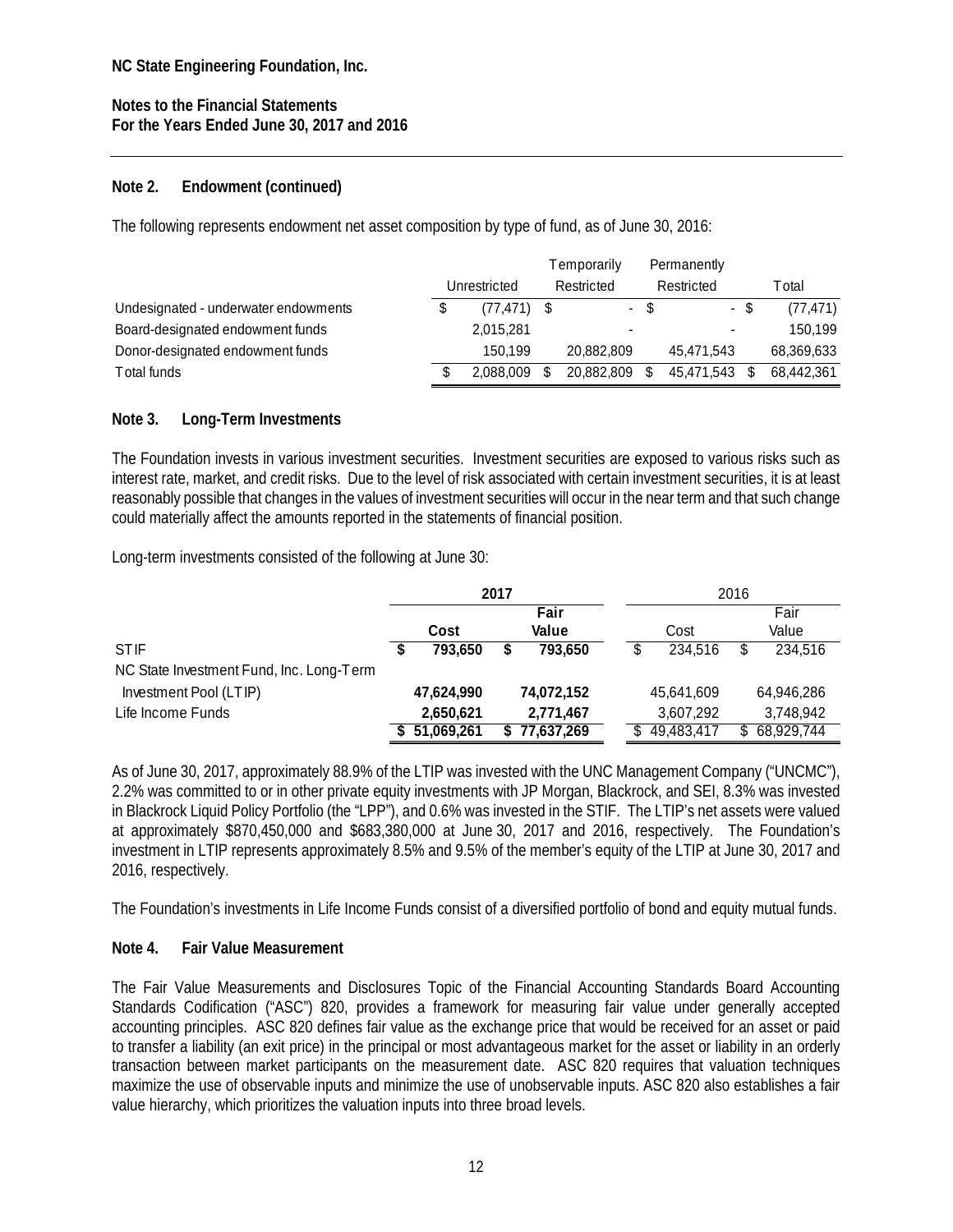NC State Engineering Foundation, Inc.

Notes to the Financial Statements
For the Years Ended June 30, 2017 and 2016

### Note 2. Endowment (continued)

The following represents endowment net asset composition by type of fund, as of June 30, 2016:

| | Unrestricted | Temporarily Restricted | Permanently Restricted | Total |
|---|---|---|---|---|
| Undesignated - underwater endowments | $ (77,471) | $ - | $ - | $ (77,471) |
| Board-designated endowment funds | 2,015,281 | - | - | 150,199 |
| Donor-designated endowment funds | 150,199 | 20,882,809 | 45,471,543 | 68,369,633 |
| Total funds | $ 2,088,009 | $ 20,882,809 | $ 45,471,543 | $ 68,442,361 |

### Note 3. Long-Term Investments

The Foundation invests in various investment securities. Investment securities are exposed to various risks such as interest rate, market, and credit risks. Due to the level of risk associated with certain investment securities, it is at least reasonably possible that changes in the values of investment securities will occur in the near term and that such change could materially affect the amounts reported in the statements of financial position.

Long-term investments consisted of the following at June 30:

| | **2017** | | 2016 | |
|---|---|---|---|---|
| | **Cost** | **Fair Value** | Cost | Fair Value |
| STIF | **$ 793,650** | **$ 793,650** | $ 234,516 | $ 234,516 |
| NC State Investment Fund, Inc. Long-Term Investment Pool (LTIP) | **47,624,990** | **74,072,152** | 45,641,609 | 64,946,286 |
| Life Income Funds | **2,650,621** | **2,771,467** | 3,607,292 | 3,748,942 |
| | **$ 51,069,261** | **$ 77,637,269** | $ 49,483,417 | $ 68,929,744 |

As of June 30, 2017, approximately 88.9% of the LTIP was invested with the UNC Management Company ("UNCMC"), 2.2% was committed to or in other private equity investments with JP Morgan, Blackrock, and SEI, 8.3% was invested in Blackrock Liquid Policy Portfolio (the "LPP"), and 0.6% was invested in the STIF. The LTIP's net assets were valued at approximately \$870,450,000 and \$683,380,000 at June 30, 2017 and 2016, respectively. The Foundation's investment in LTIP represents approximately 8.5% and 9.5% of the member's equity of the LTIP at June 30, 2017 and 2016, respectively.

The Foundation's investments in Life Income Funds consist of a diversified portfolio of bond and equity mutual funds.

### Note 4. Fair Value Measurement

The Fair Value Measurements and Disclosures Topic of the Financial Accounting Standards Board Accounting Standards Codification ("ASC") 820, provides a framework for measuring fair value under generally accepted accounting principles. ASC 820 defines fair value as the exchange price that would be received for an asset or paid to transfer a liability (an exit price) in the principal or most advantageous market for the asset or liability in an orderly transaction between market participants on the measurement date. ASC 820 requires that valuation techniques maximize the use of observable inputs and minimize the use of unobservable inputs. ASC 820 also establishes a fair value hierarchy, which prioritizes the valuation inputs into three broad levels.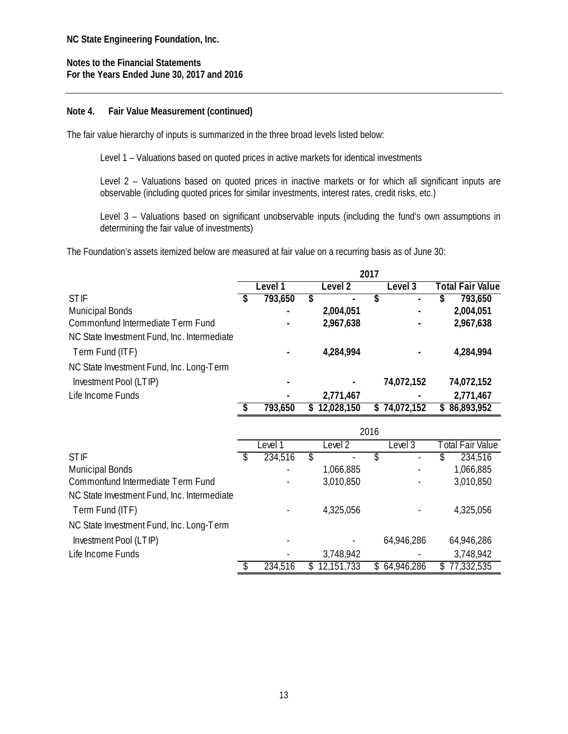**NC State Engineering Foundation, Inc.**

**Notes to the Financial Statements**
**For the Years Ended June 30, 2017 and 2016**

---

**Note 4. Fair Value Measurement (continued)**

The fair value hierarchy of inputs is summarized in the three broad levels listed below:

Level 1 – Valuations based on quoted prices in active markets for identical investments

Level 2 – Valuations based on quoted prices in inactive markets or for which all significant inputs are observable (including quoted prices for similar investments, interest rates, credit risks, etc.)

Level 3 – Valuations based on significant unobservable inputs (including the fund's own assumptions in determining the fair value of investments)

The Foundation's assets itemized below are measured at fair value on a recurring basis as of June 30:

| | **2017** | | | |
|---|---|---|---|---|
| | **Level 1** | **Level 2** | **Level 3** | **Total Fair Value** |
| STIF | **$ 793,650** | **$ -** | **$ -** | **$ 793,650** |
| Municipal Bonds | **-** | **2,004,051** | **-** | **2,004,051** |
| Commonfund Intermediate Term Fund | **-** | **2,967,638** | **-** | **2,967,638** |
| NC State Investment Fund, Inc. Intermediate Term Fund (ITF) | **-** | **4,284,994** | **-** | **4,284,994** |
| NC State Investment Fund, Inc. Long-Term Investment Pool (LTIP) | **-** | **-** | **74,072,152** | **74,072,152** |
| Life Income Funds | **-** | **2,771,467** | **-** | **2,771,467** |
| | **$ 793,650** | **$ 12,028,150** | **$ 74,072,152** | **$ 86,893,952** |

| | 2016 | | | |
|---|---|---|---|---|
| | Level 1 | Level 2 | Level 3 | Total Fair Value |
| STIF | $ 234,516 | $ - | $ - | $ 234,516 |
| Municipal Bonds | - | 1,066,885 | - | 1,066,885 |
| Commonfund Intermediate Term Fund | - | 3,010,850 | - | 3,010,850 |
| NC State Investment Fund, Inc. Intermediate Term Fund (ITF) | - | 4,325,056 | - | 4,325,056 |
| NC State Investment Fund, Inc. Long-Term Investment Pool (LTIP) | - | - | 64,946,286 | 64,946,286 |
| Life Income Funds | - | 3,748,942 | - | 3,748,942 |
| | $ 234,516 | $ 12,151,733 | $ 64,946,286 | $ 77,332,535 |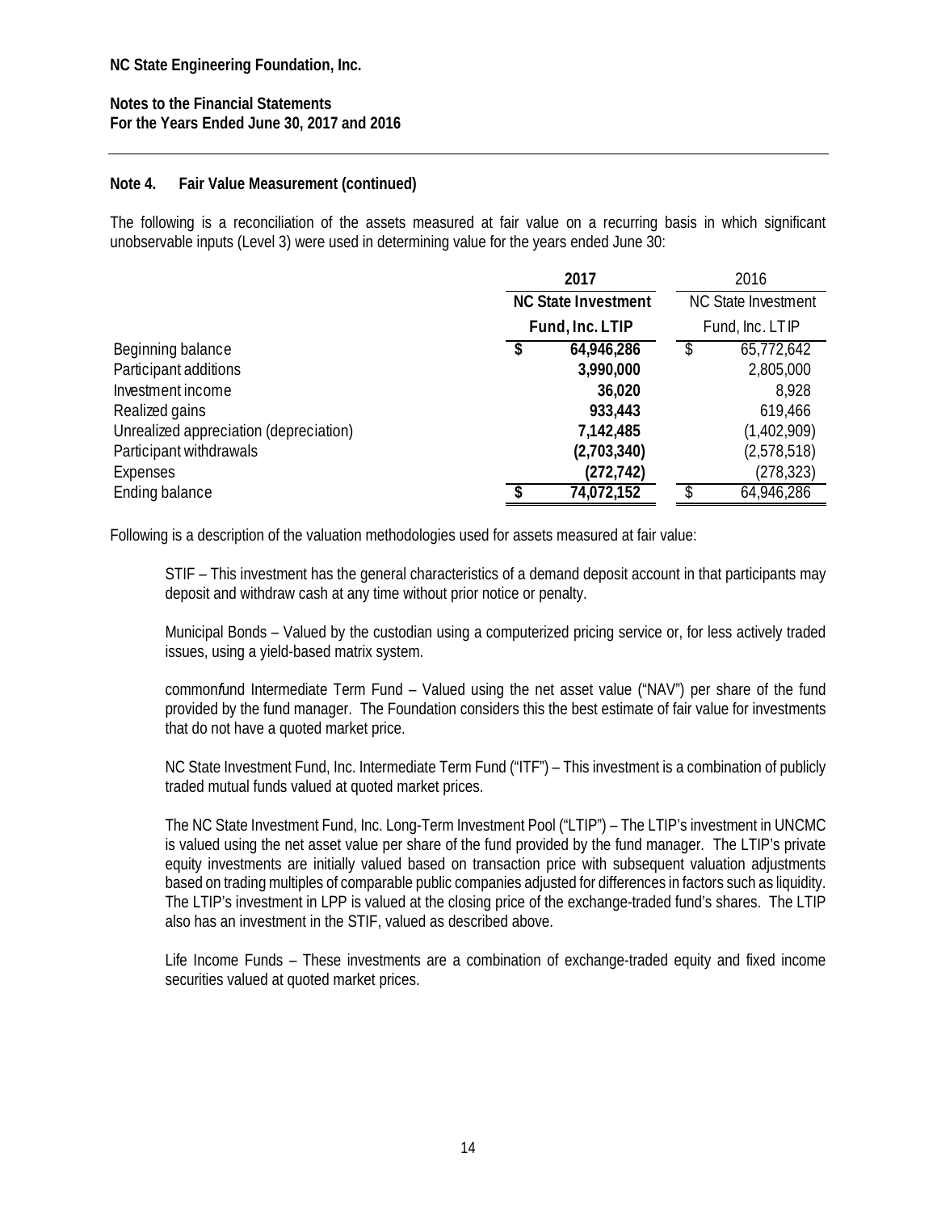NC State Engineering Foundation, Inc.

Notes to the Financial Statements
For the Years Ended June 30, 2017 and 2016

## Note 4. Fair Value Measurement (continued)

The following is a reconciliation of the assets measured at fair value on a recurring basis in which significant unobservable inputs (Level 3) were used in determining value for the years ended June 30:

| | 2017 | 2016 |
|---|---|---|
| | NC State Investment Fund, Inc. LTIP | NC State Investment Fund, Inc. LTIP |
| Beginning balance | $ 64,946,286 | $ 65,772,642 |
| Participant additions | 3,990,000 | 2,805,000 |
| Investment income | 36,020 | 8,928 |
| Realized gains | 933,443 | 619,466 |
| Unrealized appreciation (depreciation) | 7,142,485 | (1,402,909) |
| Participant withdrawals | (2,703,340) | (2,578,518) |
| Expenses | (272,742) | (278,323) |
| Ending balance | $ 74,072,152 | $ 64,946,286 |

Following is a description of the valuation methodologies used for assets measured at fair value:

STIF – This investment has the general characteristics of a demand deposit account in that participants may deposit and withdraw cash at any time without prior notice or penalty.

Municipal Bonds – Valued by the custodian using a computerized pricing service or, for less actively traded issues, using a yield-based matrix system.

common*f*und Intermediate Term Fund – Valued using the net asset value ("NAV") per share of the fund provided by the fund manager. The Foundation considers this the best estimate of fair value for investments that do not have a quoted market price.

NC State Investment Fund, Inc. Intermediate Term Fund ("ITF") – This investment is a combination of publicly traded mutual funds valued at quoted market prices.

The NC State Investment Fund, Inc. Long-Term Investment Pool ("LTIP") – The LTIP's investment in UNCMC is valued using the net asset value per share of the fund provided by the fund manager. The LTIP's private equity investments are initially valued based on transaction price with subsequent valuation adjustments based on trading multiples of comparable public companies adjusted for differences in factors such as liquidity. The LTIP's investment in LPP is valued at the closing price of the exchange-traded fund's shares. The LTIP also has an investment in the STIF, valued as described above.

Life Income Funds – These investments are a combination of exchange-traded equity and fixed income securities valued at quoted market prices.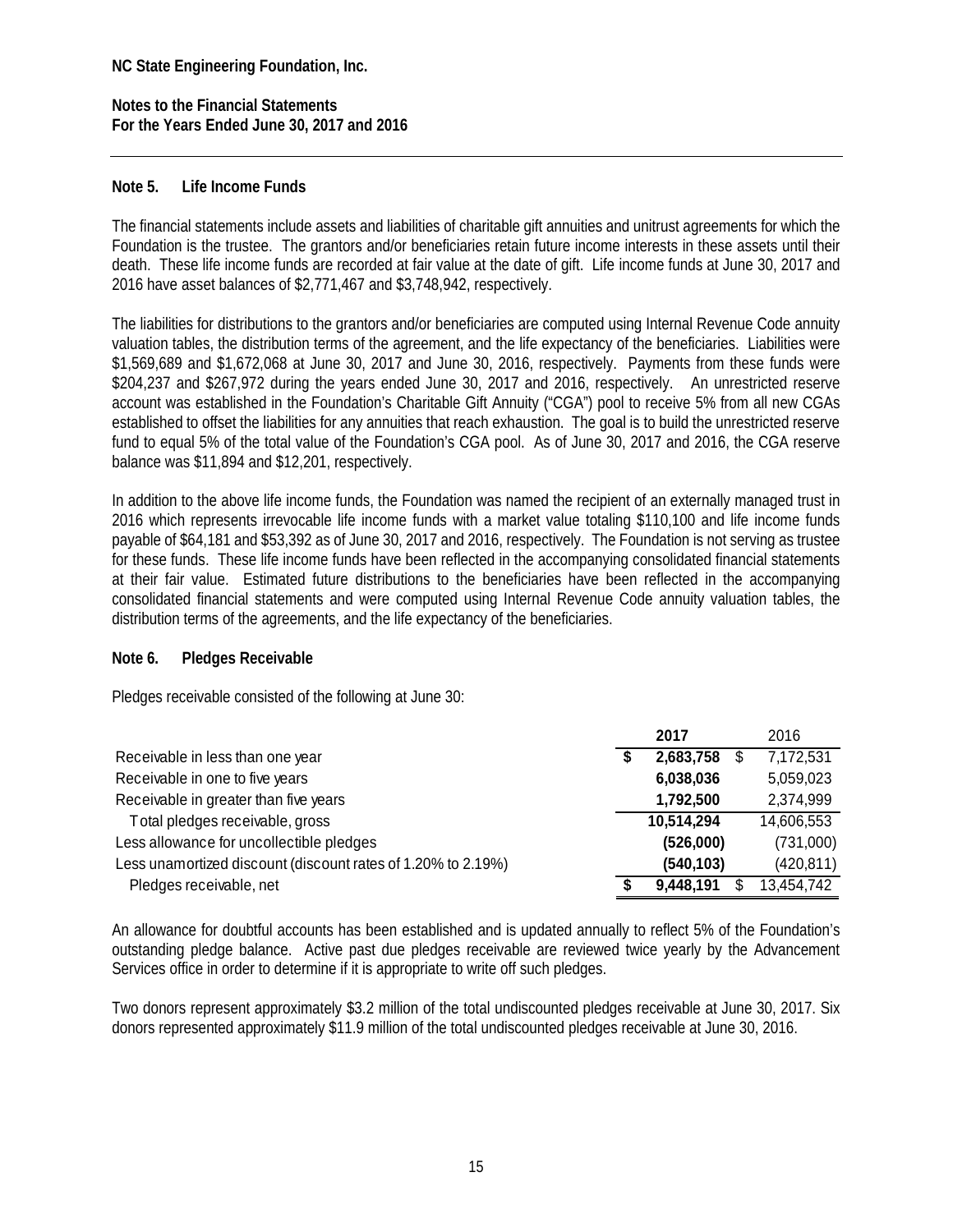**NC State Engineering Foundation, Inc.**

**Notes to the Financial Statements**
**For the Years Ended June 30, 2017 and 2016**

---

### Note 5. Life Income Funds

The financial statements include assets and liabilities of charitable gift annuities and unitrust agreements for which the Foundation is the trustee. The grantors and/or beneficiaries retain future income interests in these assets until their death. These life income funds are recorded at fair value at the date of gift. Life income funds at June 30, 2017 and 2016 have asset balances of $2,771,467 and $3,748,942, respectively.

The liabilities for distributions to the grantors and/or beneficiaries are computed using Internal Revenue Code annuity valuation tables, the distribution terms of the agreement, and the life expectancy of the beneficiaries. Liabilities were $1,569,689 and $1,672,068 at June 30, 2017 and June 30, 2016, respectively. Payments from these funds were $204,237 and $267,972 during the years ended June 30, 2017 and 2016, respectively. An unrestricted reserve account was established in the Foundation's Charitable Gift Annuity ("CGA") pool to receive 5% from all new CGAs established to offset the liabilities for any annuities that reach exhaustion. The goal is to build the unrestricted reserve fund to equal 5% of the total value of the Foundation's CGA pool. As of June 30, 2017 and 2016, the CGA reserve balance was $11,894 and $12,201, respectively.

In addition to the above life income funds, the Foundation was named the recipient of an externally managed trust in 2016 which represents irrevocable life income funds with a market value totaling $110,100 and life income funds payable of $64,181 and $53,392 as of June 30, 2017 and 2016, respectively. The Foundation is not serving as trustee for these funds. These life income funds have been reflected in the accompanying consolidated financial statements at their fair value. Estimated future distributions to the beneficiaries have been reflected in the accompanying consolidated financial statements and were computed using Internal Revenue Code annuity valuation tables, the distribution terms of the agreements, and the life expectancy of the beneficiaries.

### Note 6. Pledges Receivable

Pledges receivable consisted of the following at June 30:

| | **2017** | 2016 |
|---|---|---|
| Receivable in less than one year | **$ 2,683,758** | $ 7,172,531 |
| Receivable in one to five years | **6,038,036** | 5,059,023 |
| Receivable in greater than five years | **1,792,500** | 2,374,999 |
| Total pledges receivable, gross | **10,514,294** | 14,606,553 |
| Less allowance for uncollectible pledges | **(526,000)** | (731,000) |
| Less unamortized discount (discount rates of 1.20% to 2.19%) | **(540,103)** | (420,811) |
| Pledges receivable, net | **$ 9,448,191** | $ 13,454,742 |

An allowance for doubtful accounts has been established and is updated annually to reflect 5% of the Foundation's outstanding pledge balance. Active past due pledges receivable are reviewed twice yearly by the Advancement Services office in order to determine if it is appropriate to write off such pledges.

Two donors represent approximately $3.2 million of the total undiscounted pledges receivable at June 30, 2017. Six donors represented approximately $11.9 million of the total undiscounted pledges receivable at June 30, 2016.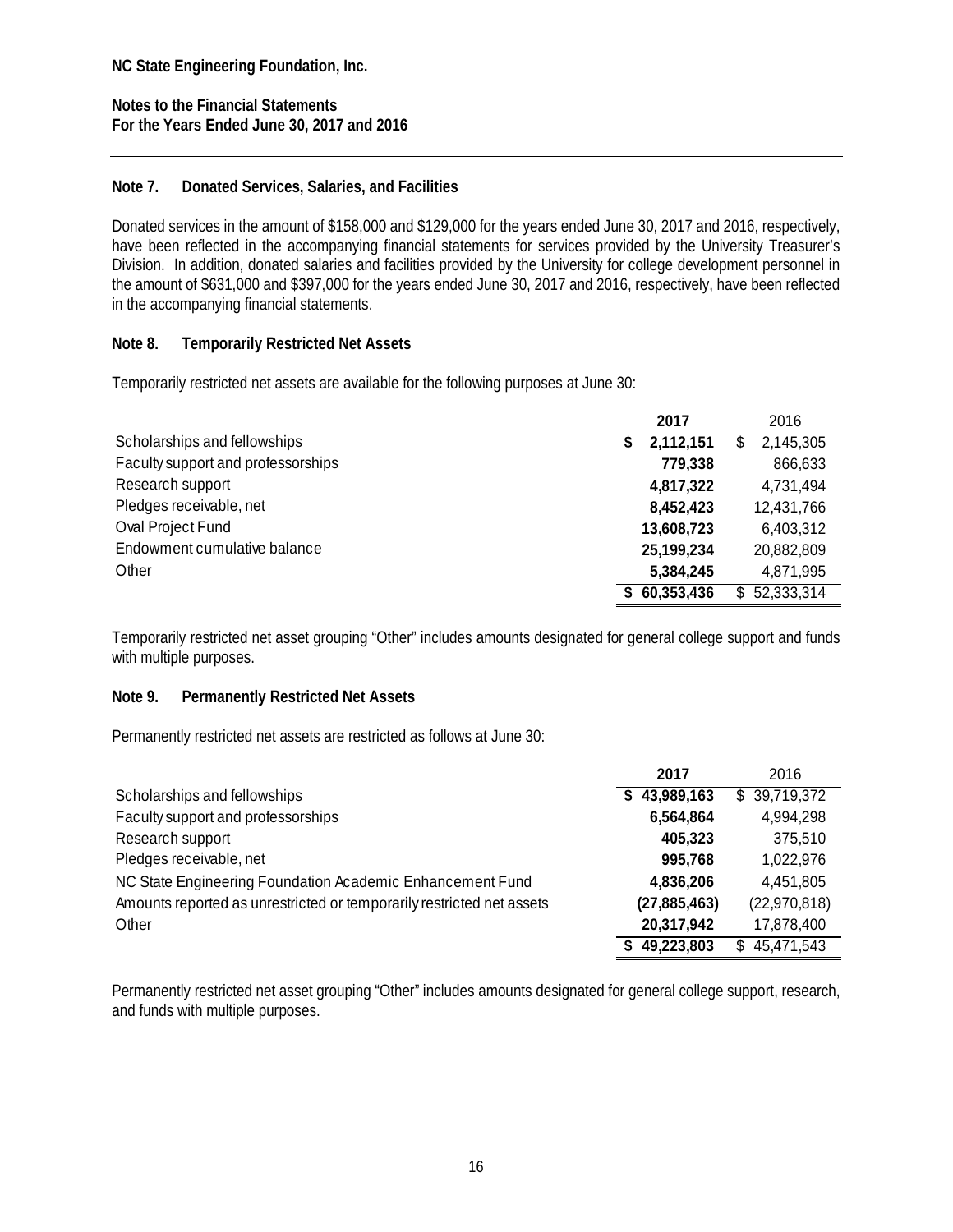**NC State Engineering Foundation, Inc.**

**Notes to the Financial Statements**
**For the Years Ended June 30, 2017 and 2016**

## Note 7. Donated Services, Salaries, and Facilities

Donated services in the amount of $158,000 and $129,000 for the years ended June 30, 2017 and 2016, respectively, have been reflected in the accompanying financial statements for services provided by the University Treasurer's Division. In addition, donated salaries and facilities provided by the University for college development personnel in the amount of $631,000 and $397,000 for the years ended June 30, 2017 and 2016, respectively, have been reflected in the accompanying financial statements.

## Note 8. Temporarily Restricted Net Assets

Temporarily restricted net assets are available for the following purposes at June 30:

| | **2017** | 2016 |
|---|---|---|
| Scholarships and fellowships | **$ 2,112,151** | $ 2,145,305 |
| Faculty support and professorships | **779,338** | 866,633 |
| Research support | **4,817,322** | 4,731,494 |
| Pledges receivable, net | **8,452,423** | 12,431,766 |
| Oval Project Fund | **13,608,723** | 6,403,312 |
| Endowment cumulative balance | **25,199,234** | 20,882,809 |
| Other | **5,384,245** | 4,871,995 |
| | **$ 60,353,436** | $ 52,333,314 |

Temporarily restricted net asset grouping "Other" includes amounts designated for general college support and funds with multiple purposes.

## Note 9. Permanently Restricted Net Assets

Permanently restricted net assets are restricted as follows at June 30:

| | **2017** | 2016 |
|---|---|---|
| Scholarships and fellowships | **$ 43,989,163** | $ 39,719,372 |
| Faculty support and professorships | **6,564,864** | 4,994,298 |
| Research support | **405,323** | 375,510 |
| Pledges receivable, net | **995,768** | 1,022,976 |
| NC State Engineering Foundation Academic Enhancement Fund | **4,836,206** | 4,451,805 |
| Amounts reported as unrestricted or temporarily restricted net assets | **(27,885,463)** | (22,970,818) |
| Other | **20,317,942** | 17,878,400 |
| | **$ 49,223,803** | $ 45,471,543 |

Permanently restricted net asset grouping "Other" includes amounts designated for general college support, research, and funds with multiple purposes.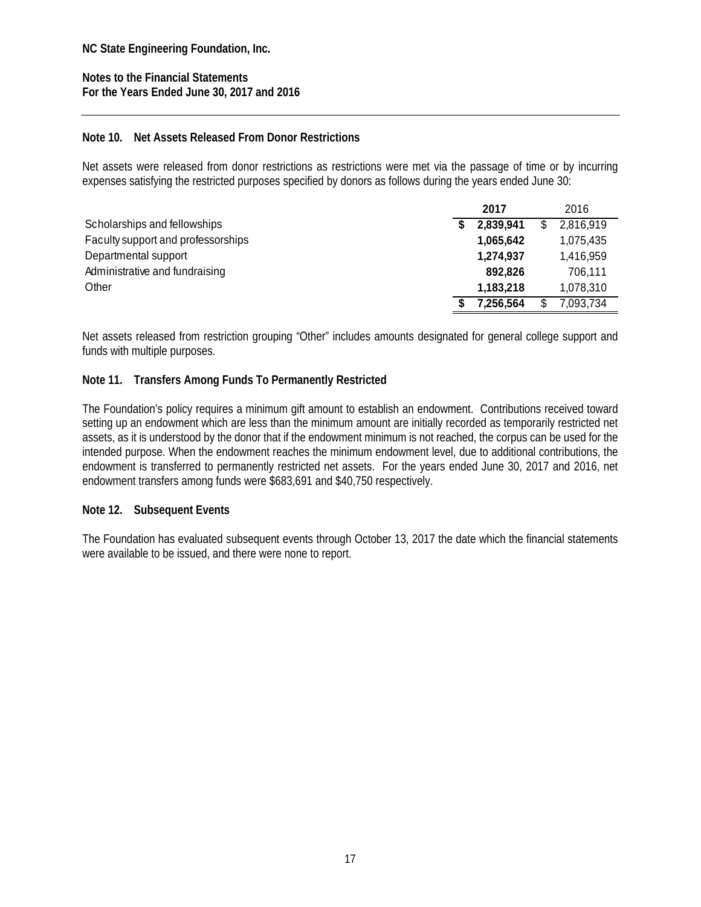NC State Engineering Foundation, Inc.

Notes to the Financial Statements
For the Years Ended June 30, 2017 and 2016

## Note 10. Net Assets Released From Donor Restrictions

Net assets were released from donor restrictions as restrictions were met via the passage of time or by incurring expenses satisfying the restricted purposes specified by donors as follows during the years ended June 30:

| | 2017 | 2016 |
|---|---|---|
| Scholarships and fellowships | $ 2,839,941 | $ 2,816,919 |
| Faculty support and professorships | 1,065,642 | 1,075,435 |
| Departmental support | 1,274,937 | 1,416,959 |
| Administrative and fundraising | 892,826 | 706,111 |
| Other | 1,183,218 | 1,078,310 |
| | $ 7,256,564 | $ 7,093,734 |

Net assets released from restriction grouping "Other" includes amounts designated for general college support and funds with multiple purposes.

## Note 11. Transfers Among Funds To Permanently Restricted

The Foundation's policy requires a minimum gift amount to establish an endowment. Contributions received toward setting up an endowment which are less than the minimum amount are initially recorded as temporarily restricted net assets, as it is understood by the donor that if the endowment minimum is not reached, the corpus can be used for the intended purpose. When the endowment reaches the minimum endowment level, due to additional contributions, the endowment is transferred to permanently restricted net assets. For the years ended June 30, 2017 and 2016, net endowment transfers among funds were $683,691 and $40,750 respectively.

## Note 12. Subsequent Events

The Foundation has evaluated subsequent events through October 13, 2017 the date which the financial statements were available to be issued, and there were none to report.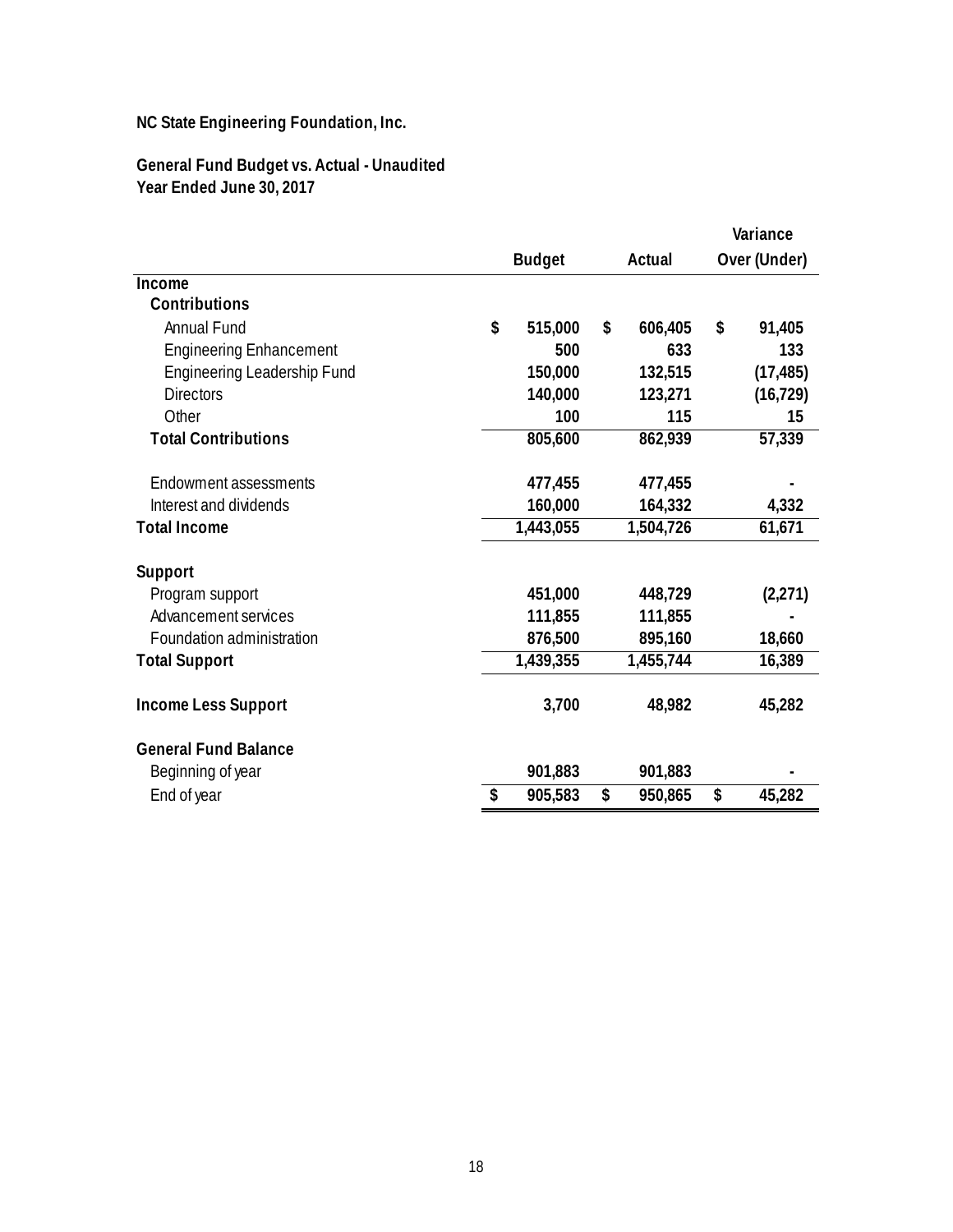**NC State Engineering Foundation, Inc.**

**General Fund Budget vs. Actual - Unaudited**
**Year Ended June 30, 2017**

| | Budget | Actual | Variance Over (Under) |
|---|---|---|---|
| **Income** | | | |
| **Contributions** | | | |
| Annual Fund | $ 515,000 | $ 606,405 | $ 91,405 |
| Engineering Enhancement | 500 | 633 | 133 |
| Engineering Leadership Fund | 150,000 | 132,515 | (17,485) |
| Directors | 140,000 | 123,271 | (16,729) |
| Other | 100 | 115 | 15 |
| **Total Contributions** | 805,600 | 862,939 | 57,339 |
| | | | |
| Endowment assessments | 477,455 | 477,455 | - |
| Interest and dividends | 160,000 | 164,332 | 4,332 |
| **Total Income** | 1,443,055 | 1,504,726 | 61,671 |
| | | | |
| **Support** | | | |
| Program support | 451,000 | 448,729 | (2,271) |
| Advancement services | 111,855 | 111,855 | - |
| Foundation administration | 876,500 | 895,160 | 18,660 |
| **Total Support** | 1,439,355 | 1,455,744 | 16,389 |
| | | | |
| **Income Less Support** | 3,700 | 48,982 | 45,282 |
| | | | |
| **General Fund Balance** | | | |
| Beginning of year | 901,883 | 901,883 | - |
| End of year | $ 905,583 | $ 950,865 | $ 45,282 |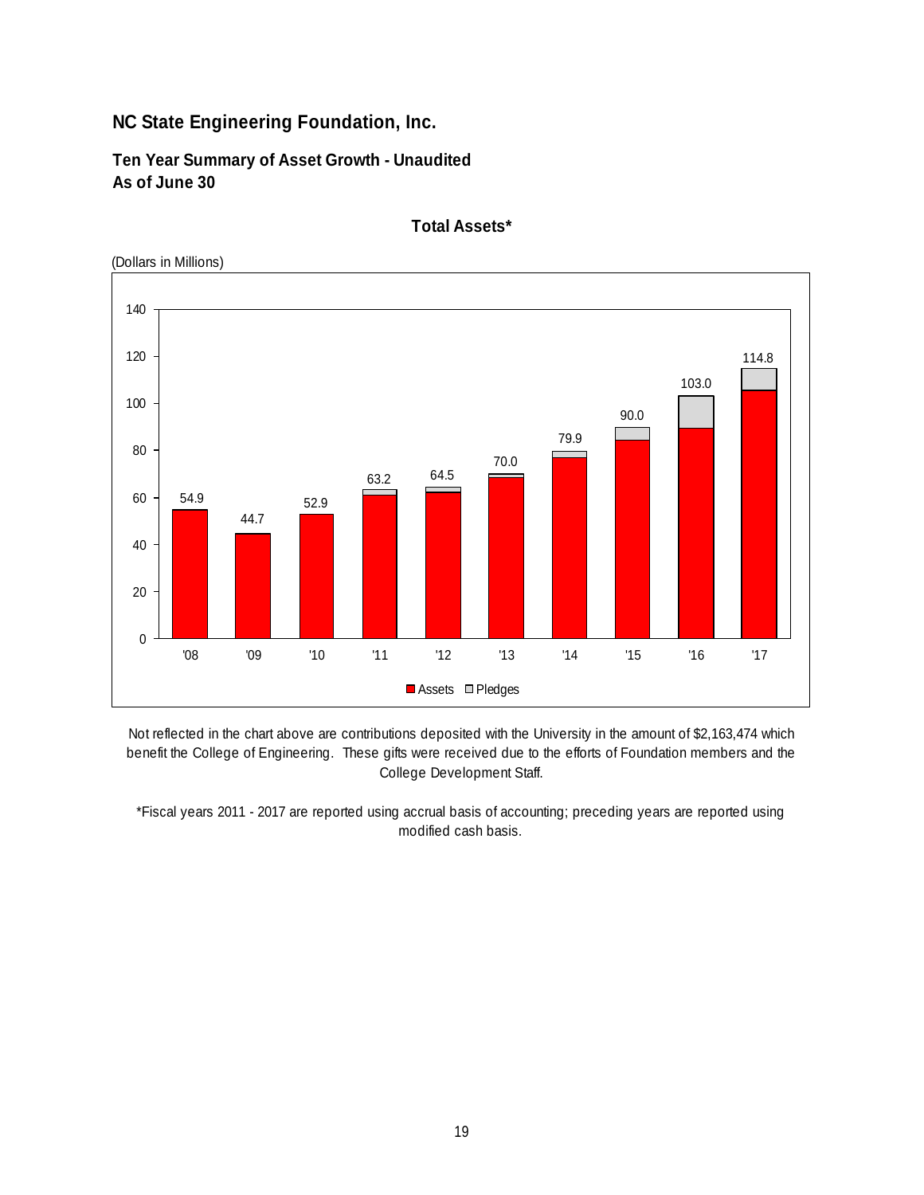# NC State Engineering Foundation, Inc.

## Ten Year Summary of Asset Growth - Unaudited
## As of June 30

### Total Assets*

(Dollars in Millions)

| Year | Total (Assets + Pledges) |
|---|---|
| '08 | 54.9 |
| '09 | 44.7 |
| '10 | 52.9 |
| '11 | 63.2 |
| '12 | 64.5 |
| '13 | 70.0 |
| '14 | 79.9 |
| '15 | 90.0 |
| '16 | 103.0 |
| '17 | 114.8 |

Assets / Pledges

Not reflected in the chart above are contributions deposited with the University in the amount of $2,163,474 which benefit the College of Engineering. These gifts were received due to the efforts of Foundation members and the College Development Staff.

*Fiscal years 2011 - 2017 are reported using accrual basis of accounting; preceding years are reported using modified cash basis.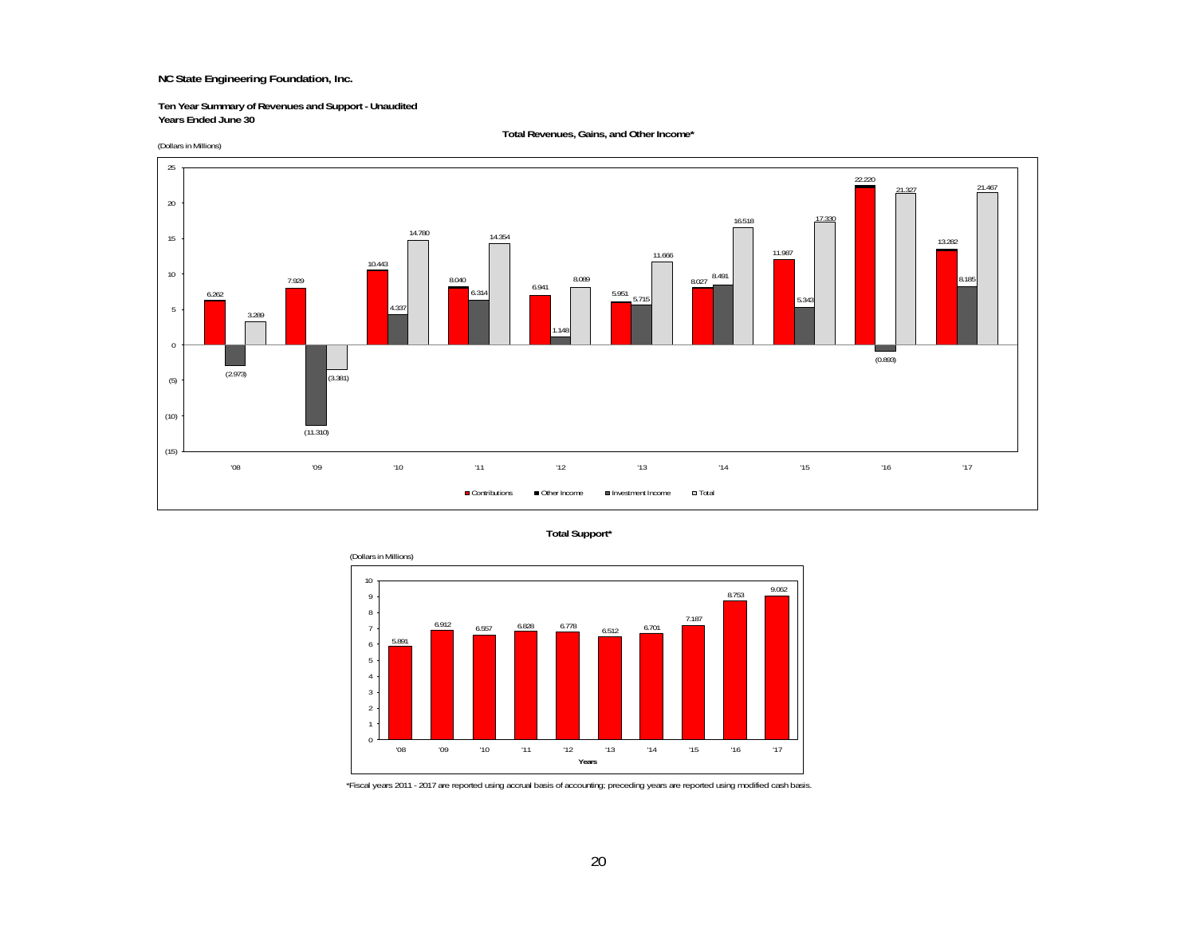**NC State Engineering Foundation, Inc.**

**Ten Year Summary of Revenues and Support - Unaudited**
**Years Ended June 30**

**Total Revenues, Gains, and Other Income***

(Dollars in Millions)

25
20
15
10
5
0
(5)
(10)
(15)

'08: 6.262 (2.973) 3.289
'09: 7.929 (11.310) (3.381)
'10: 10.443 4.337 14.780
'11: 8.040 6.314 14.354
'12: 6.941 1.148 8.089
'13: 5.951 5.715 11.666
'14: 8.027 8.491 16.518
'15: 11.987 5.343 17.330
'16: 22.220 (0.893) 21.327
'17: 13.282 8.185 21.467

Contributions · Other Income · Investment Income · Total

**Total Support***

(Dollars in Millions)

10
9
8
7
6
5
4
3
2
1
0

'08: 5.891
'09: 6.912
'10: 6.557
'11: 6.828
'12: 6.778
'13: 6.512
'14: 6.701
'15: 7.187
'16: 8.753
'17: 9.062

**Years**

*Fiscal years 2011 - 2017 are reported using accrual basis of accounting; preceding years are reported using modified cash basis.